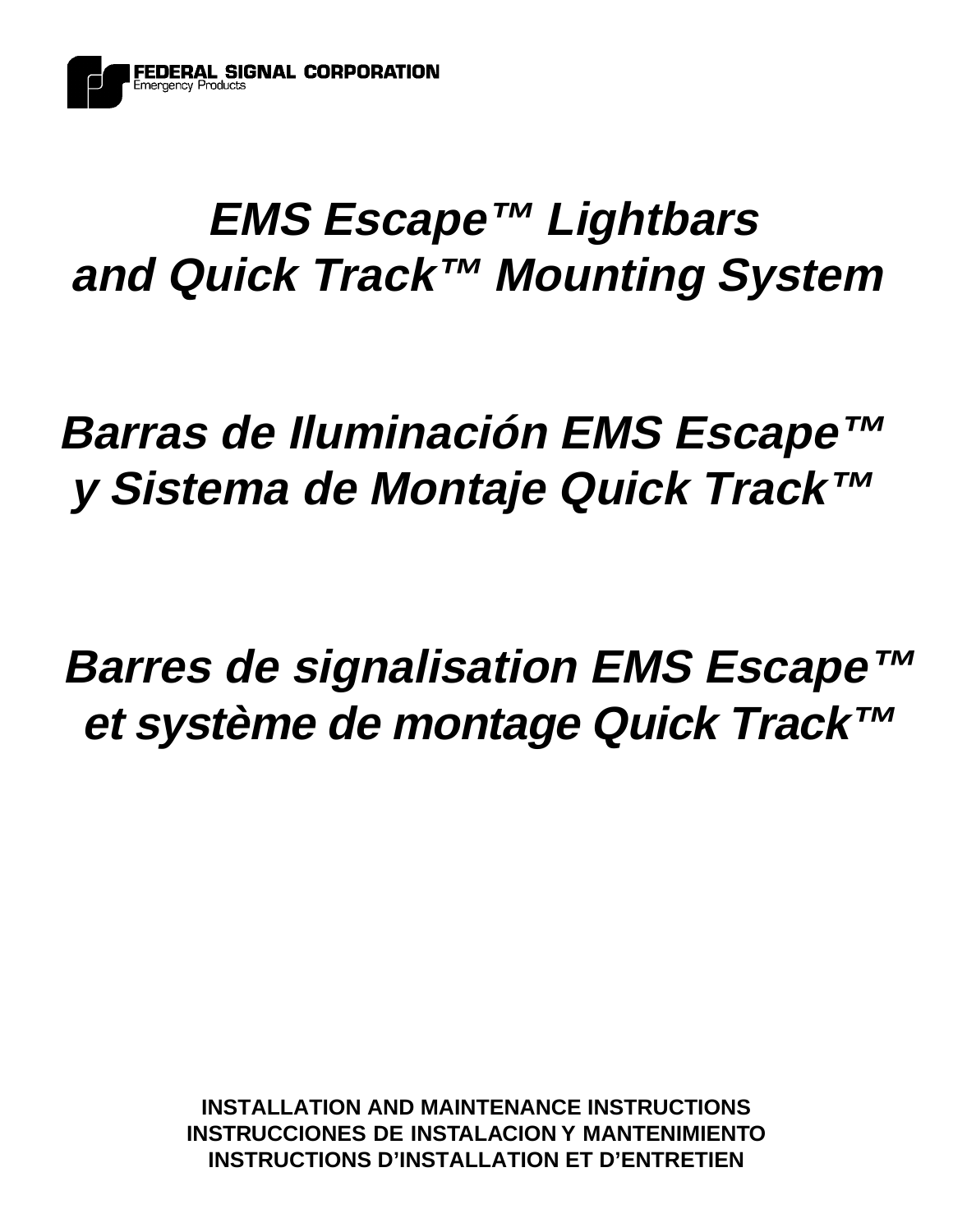FEDERAL SIGNAL CORPORATION
Emergency Products

# *EMS Escape™ Lightbars and Quick Track™ Mounting System*

# *Barras de Iluminación EMS Escape™ y Sistema de Montaje Quick Track™*

# *Barres de signalisation EMS Escape™ et système de montage Quick Track™*

**INSTALLATION AND MAINTENANCE INSTRUCTIONS**
**INSTRUCCIONES DE INSTALACION Y MANTENIMIENTO**
**INSTRUCTIONS D'INSTALLATION ET D'ENTRETIEN**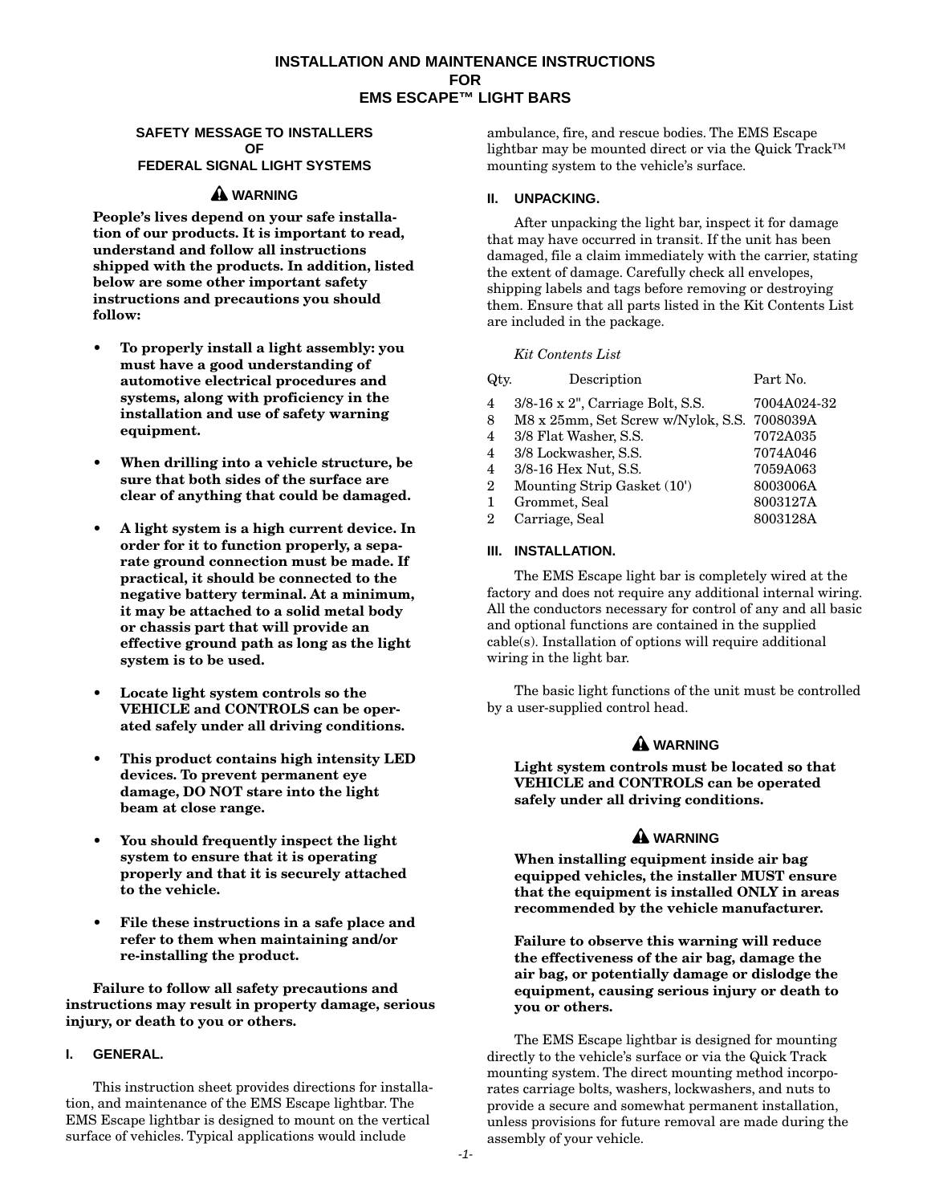# INSTALLATION AND MAINTENANCE INSTRUCTIONS FOR EMS ESCAPE™ LIGHT BARS

### SAFETY MESSAGE TO INSTALLERS OF FEDERAL SIGNAL LIGHT SYSTEMS

**⚠ WARNING**

**People's lives depend on your safe installation of our products. It is important to read, understand and follow all instructions shipped with the products. In addition, listed below are some other important safety instructions and precautions you should follow:**

- **To properly install a light assembly: you must have a good understanding of automotive electrical procedures and systems, along with proficiency in the installation and use of safety warning equipment.**
- **When drilling into a vehicle structure, be sure that both sides of the surface are clear of anything that could be damaged.**
- **A light system is a high current device. In order for it to function properly, a separate ground connection must be made. If practical, it should be connected to the negative battery terminal. At a minimum, it may be attached to a solid metal body or chassis part that will provide an effective ground path as long as the light system is to be used.**
- **Locate light system controls so the VEHICLE and CONTROLS can be operated safely under all driving conditions.**
- **This product contains high intensity LED devices. To prevent permanent eye damage, DO NOT stare into the light beam at close range.**
- **You should frequently inspect the light system to ensure that it is operating properly and that it is securely attached to the vehicle.**
- **File these instructions in a safe place and refer to them when maintaining and/or re-installing the product.**

**Failure to follow all safety precautions and instructions may result in property damage, serious injury, or death to you or others.**

## I. GENERAL.

This instruction sheet provides directions for installation, and maintenance of the EMS Escape lightbar. The EMS Escape lightbar is designed to mount on the vertical surface of vehicles. Typical applications would include ambulance, fire, and rescue bodies. The EMS Escape lightbar may be mounted direct or via the Quick Track™ mounting system to the vehicle's surface.

## II. UNPACKING.

After unpacking the light bar, inspect it for damage that may have occurred in transit. If the unit has been damaged, file a claim immediately with the carrier, stating the extent of damage. Carefully check all envelopes, shipping labels and tags before removing or destroying them. Ensure that all parts listed in the Kit Contents List are included in the package.

*Kit Contents List*

| Qty. | Description | Part No. |
|---|---|---|
| 4 | 3/8-16 x 2", Carriage Bolt, S.S. | 7004A024-32 |
| 8 | M8 x 25mm, Set Screw w/Nylok, S.S. | 7008039A |
| 4 | 3/8 Flat Washer, S.S. | 7072A035 |
| 4 | 3/8 Lockwasher, S.S. | 7074A046 |
| 4 | 3/8-16 Hex Nut, S.S. | 7059A063 |
| 2 | Mounting Strip Gasket (10') | 8003006A |
| 1 | Grommet, Seal | 8003127A |
| 2 | Carriage, Seal | 8003128A |

## III. INSTALLATION.

The EMS Escape light bar is completely wired at the factory and does not require any additional internal wiring. All the conductors necessary for control of any and all basic and optional functions are contained in the supplied cable(s). Installation of options will require additional wiring in the light bar.

The basic light functions of the unit must be controlled by a user-supplied control head.

**⚠ WARNING**

**Light system controls must be located so that VEHICLE and CONTROLS can be operated safely under all driving conditions.**

**⚠ WARNING**

**When installing equipment inside air bag equipped vehicles, the installer MUST ensure that the equipment is installed ONLY in areas recommended by the vehicle manufacturer.**

**Failure to observe this warning will reduce the effectiveness of the air bag, damage the air bag, or potentially damage or dislodge the equipment, causing serious injury or death to you or others.**

The EMS Escape lightbar is designed for mounting directly to the vehicle's surface or via the Quick Track mounting system. The direct mounting method incorporates carriage bolts, washers, lockwashers, and nuts to provide a secure and somewhat permanent installation, unless provisions for future removal are made during the assembly of your vehicle.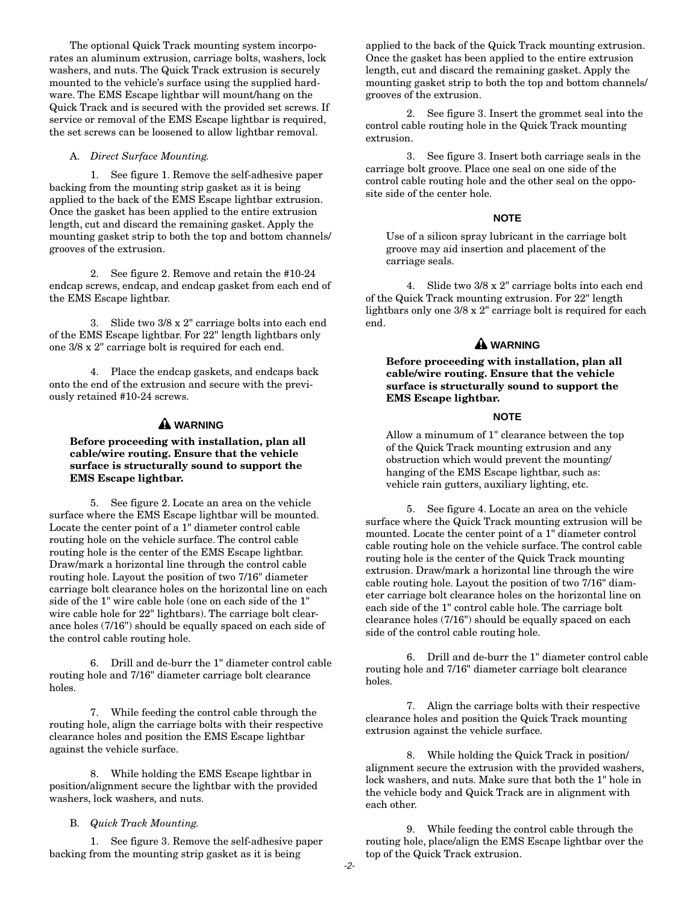The optional Quick Track mounting system incorporates an aluminum extrusion, carriage bolts, washers, lock washers, and nuts. The Quick Track extrusion is securely mounted to the vehicle's surface using the supplied hardware. The EMS Escape lightbar will mount/hang on the Quick Track and is secured with the provided set screws. If service or removal of the EMS Escape lightbar is required, the set screws can be loosened to allow lightbar removal.

A. *Direct Surface Mounting.*

1. See figure 1. Remove the self-adhesive paper backing from the mounting strip gasket as it is being applied to the back of the EMS Escape lightbar extrusion. Once the gasket has been applied to the entire extrusion length, cut and discard the remaining gasket. Apply the mounting gasket strip to both the top and bottom channels/grooves of the extrusion.

2. See figure 2. Remove and retain the #10-24 endcap screws, endcap, and endcap gasket from each end of the EMS Escape lightbar.

3. Slide two 3/8 x 2" carriage bolts into each end of the EMS Escape lightbar. For 22" length lightbars only one 3/8 x 2" carriage bolt is required for each end.

4. Place the endcap gaskets, and endcaps back onto the end of the extrusion and secure with the previously retained #10-24 screws.

**⚠ WARNING**

**Before proceeding with installation, plan all cable/wire routing. Ensure that the vehicle surface is structurally sound to support the EMS Escape lightbar.**

5. See figure 2. Locate an area on the vehicle surface where the EMS Escape lightbar will be mounted. Locate the center point of a 1" diameter control cable routing hole on the vehicle surface. The control cable routing hole is the center of the EMS Escape lightbar. Draw/mark a horizontal line through the control cable routing hole. Layout the position of two 7/16" diameter carriage bolt clearance holes on the horizontal line on each side of the 1" wire cable hole (one on each side of the 1" wire cable hole for 22" lightbars). The carriage bolt clearance holes (7/16") should be equally spaced on each side of the control cable routing hole.

6. Drill and de-burr the 1" diameter control cable routing hole and 7/16" diameter carriage bolt clearance holes.

7. While feeding the control cable through the routing hole, align the carriage bolts with their respective clearance holes and position the EMS Escape lightbar against the vehicle surface.

8. While holding the EMS Escape lightbar in position/alignment secure the lightbar with the provided washers, lock washers, and nuts.

B. *Quick Track Mounting.*

1. See figure 3. Remove the self-adhesive paper backing from the mounting strip gasket as it is being applied to the back of the Quick Track mounting extrusion. Once the gasket has been applied to the entire extrusion length, cut and discard the remaining gasket. Apply the mounting gasket strip to both the top and bottom channels/grooves of the extrusion.

2. See figure 3. Insert the grommet seal into the control cable routing hole in the Quick Track mounting extrusion.

3. See figure 3. Insert both carriage seals in the carriage bolt groove. Place one seal on one side of the control cable routing hole and the other seal on the opposite side of the center hole.

**NOTE**

Use of a silicon spray lubricant in the carriage bolt groove may aid insertion and placement of the carriage seals.

4. Slide two 3/8 x 2" carriage bolts into each end of the Quick Track mounting extrusion. For 22" length lightbars only one 3/8 x 2" carriage bolt is required for each end.

**⚠ WARNING**

**Before proceeding with installation, plan all cable/wire routing. Ensure that the vehicle surface is structurally sound to support the EMS Escape lightbar.**

**NOTE**

Allow a minumum of 1" clearance between the top of the Quick Track mounting extrusion and any obstruction which would prevent the mounting/hanging of the EMS Escape lightbar, such as: vehicle rain gutters, auxiliary lighting, etc.

5. See figure 4. Locate an area on the vehicle surface where the Quick Track mounting extrusion will be mounted. Locate the center point of a 1" diameter control cable routing hole on the vehicle surface. The control cable routing hole is the center of the Quick Track mounting extrusion. Draw/mark a horizontal line through the wire cable routing hole. Layout the position of two 7/16" diameter carriage bolt clearance holes on the horizontal line on each side of the 1" control cable hole. The carriage bolt clearance holes (7/16") should be equally spaced on each side of the control cable routing hole.

6. Drill and de-burr the 1" diameter control cable routing hole and 7/16" diameter carriage bolt clearance holes.

7. Align the carriage bolts with their respective clearance holes and position the Quick Track mounting extrusion against the vehicle surface.

8. While holding the Quick Track in position/alignment secure the extrusion with the provided washers, lock washers, and nuts. Make sure that both the 1" hole in the vehicle body and Quick Track are in alignment with each other.

9. While feeding the control cable through the routing hole, place/align the EMS Escape lightbar over the top of the Quick Track extrusion.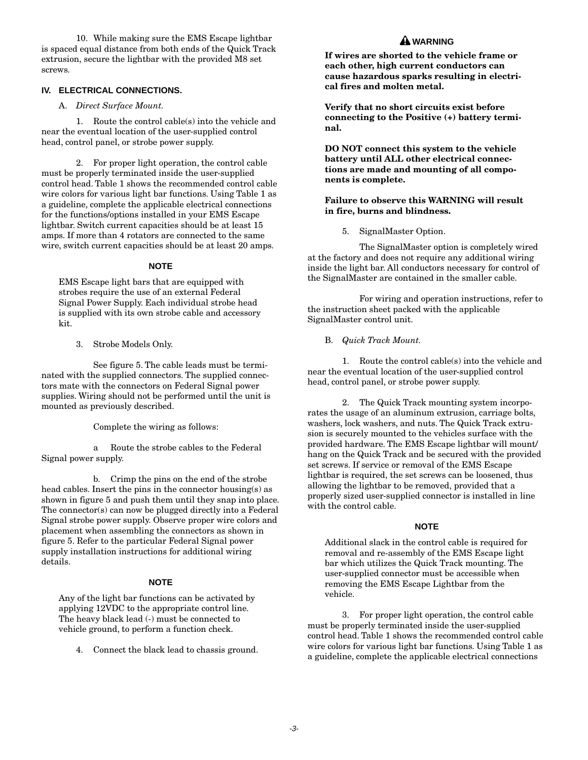10. While making sure the EMS Escape lightbar is spaced equal distance from both ends of the Quick Track extrusion, secure the lightbar with the provided M8 set screws.

## IV. ELECTRICAL CONNECTIONS.

A. *Direct Surface Mount.*

1. Route the control cable(s) into the vehicle and near the eventual location of the user-supplied control head, control panel, or strobe power supply.

2. For proper light operation, the control cable must be properly terminated inside the user-supplied control head. Table 1 shows the recommended control cable wire colors for various light bar functions. Using Table 1 as a guideline, complete the applicable electrical connections for the functions/options installed in your EMS Escape lightbar. Switch current capacities should be at least 15 amps. If more than 4 rotators are connected to the same wire, switch current capacities should be at least 20 amps.

**NOTE**

EMS Escape light bars that are equipped with strobes require the use of an external Federal Signal Power Supply. Each individual strobe head is supplied with its own strobe cable and accessory kit.

3. Strobe Models Only.

See figure 5. The cable leads must be terminated with the supplied connectors. The supplied connectors mate with the connectors on Federal Signal power supplies. Wiring should not be performed until the unit is mounted as previously described.

Complete the wiring as follows:

a Route the strobe cables to the Federal Signal power supply.

b. Crimp the pins on the end of the strobe head cables. Insert the pins in the connector housing(s) as shown in figure 5 and push them until they snap into place. The connector(s) can now be plugged directly into a Federal Signal strobe power supply. Observe proper wire colors and placement when assembling the connectors as shown in figure 5. Refer to the particular Federal Signal power supply installation instructions for additional wiring details.

**NOTE**

Any of the light bar functions can be activated by applying 12VDC to the appropriate control line. The heavy black lead (-) must be connected to vehicle ground, to perform a function check.

4. Connect the black lead to chassis ground.

**⚠ WARNING**

**If wires are shorted to the vehicle frame or each other, high current conductors can cause hazardous sparks resulting in electrical fires and molten metal.**

**Verify that no short circuits exist before connecting to the Positive (+) battery terminal.**

**DO NOT connect this system to the vehicle battery until ALL other electrical connections are made and mounting of all components is complete.**

**Failure to observe this WARNING will result in fire, burns and blindness.**

5. SignalMaster Option.

The SignalMaster option is completely wired at the factory and does not require any additional wiring inside the light bar. All conductors necessary for control of the SignalMaster are contained in the smaller cable.

For wiring and operation instructions, refer to the instruction sheet packed with the applicable SignalMaster control unit.

B. *Quick Track Mount.*

1. Route the control cable(s) into the vehicle and near the eventual location of the user-supplied control head, control panel, or strobe power supply.

2. The Quick Track mounting system incorporates the usage of an aluminum extrusion, carriage bolts, washers, lock washers, and nuts. The Quick Track extrusion is securely mounted to the vehicles surface with the provided hardware. The EMS Escape lightbar will mount/hang on the Quick Track and be secured with the provided set screws. If service or removal of the EMS Escape lightbar is required, the set screws can be loosened, thus allowing the lightbar to be removed, provided that a properly sized user-supplied connector is installed in line with the control cable.

**NOTE**

Additional slack in the control cable is required for removal and re-assembly of the EMS Escape light bar which utilizes the Quick Track mounting. The user-supplied connector must be accessible when removing the EMS Escape Lightbar from the vehicle.

3. For proper light operation, the control cable must be properly terminated inside the user-supplied control head. Table 1 shows the recommended control cable wire colors for various light bar functions. Using Table 1 as a guideline, complete the applicable electrical connections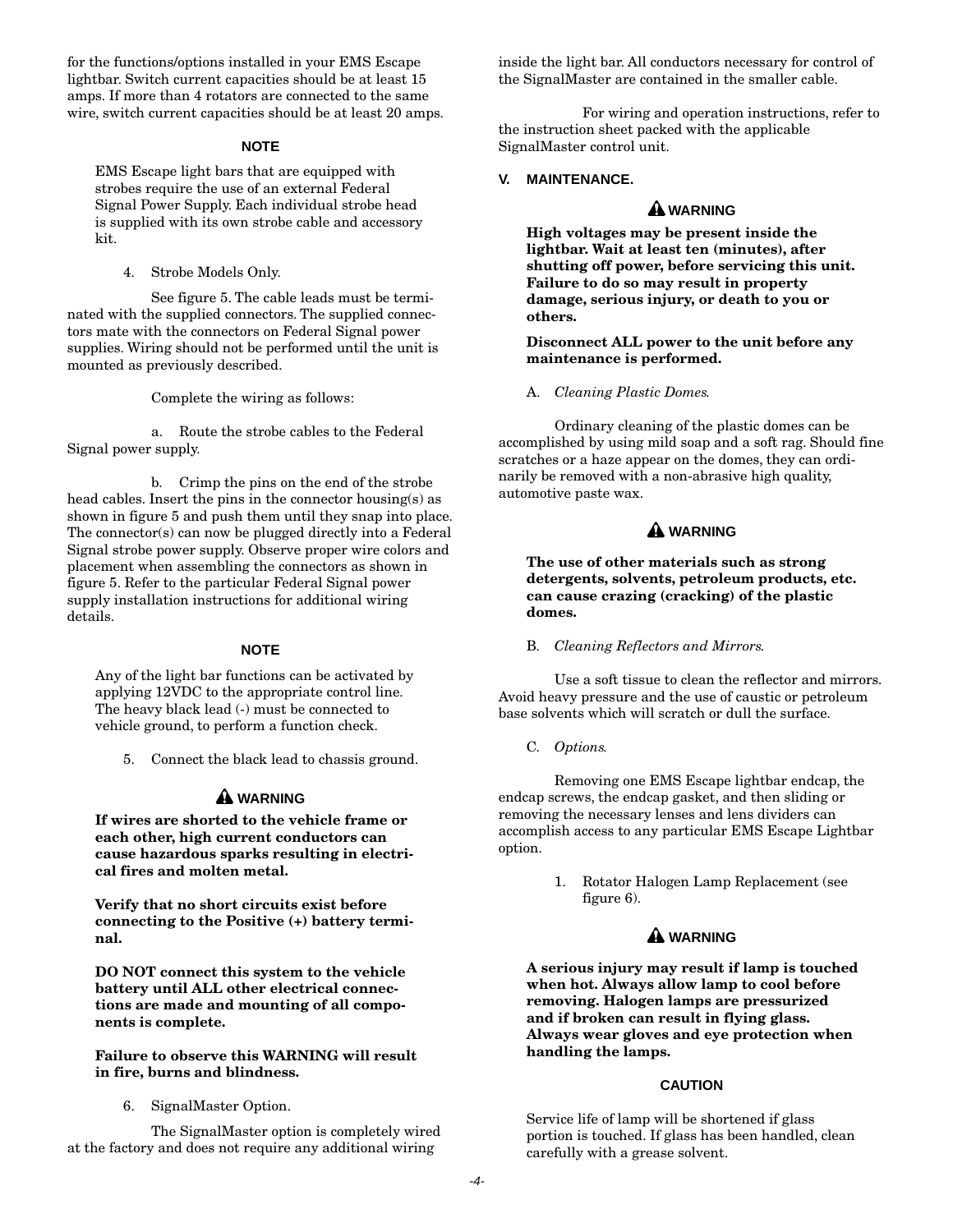for the functions/options installed in your EMS Escape lightbar. Switch current capacities should be at least 15 amps. If more than 4 rotators are connected to the same wire, switch current capacities should be at least 20 amps.

**NOTE**

EMS Escape light bars that are equipped with strobes require the use of an external Federal Signal Power Supply. Each individual strobe head is supplied with its own strobe cable and accessory kit.

4. Strobe Models Only.

See figure 5. The cable leads must be terminated with the supplied connectors. The supplied connectors mate with the connectors on Federal Signal power supplies. Wiring should not be performed until the unit is mounted as previously described.

Complete the wiring as follows:

a. Route the strobe cables to the Federal Signal power supply.

b. Crimp the pins on the end of the strobe head cables. Insert the pins in the connector housing(s) as shown in figure 5 and push them until they snap into place. The connector(s) can now be plugged directly into a Federal Signal strobe power supply. Observe proper wire colors and placement when assembling the connectors as shown in figure 5. Refer to the particular Federal Signal power supply installation instructions for additional wiring details.

**NOTE**

Any of the light bar functions can be activated by applying 12VDC to the appropriate control line. The heavy black lead (-) must be connected to vehicle ground, to perform a function check.

5. Connect the black lead to chassis ground.

**⚠ WARNING**

**If wires are shorted to the vehicle frame or each other, high current conductors can cause hazardous sparks resulting in electrical fires and molten metal.**

**Verify that no short circuits exist before connecting to the Positive (+) battery terminal.**

**DO NOT connect this system to the vehicle battery until ALL other electrical connections are made and mounting of all components is complete.**

**Failure to observe this WARNING will result in fire, burns and blindness.**

6. SignalMaster Option.

The SignalMaster option is completely wired at the factory and does not require any additional wiring inside the light bar. All conductors necessary for control of the SignalMaster are contained in the smaller cable.

For wiring and operation instructions, refer to the instruction sheet packed with the applicable SignalMaster control unit.

## V. MAINTENANCE.

**⚠ WARNING**

**High voltages may be present inside the lightbar. Wait at least ten (minutes), after shutting off power, before servicing this unit. Failure to do so may result in property damage, serious injury, or death to you or others.**

**Disconnect ALL power to the unit before any maintenance is performed.**

A. *Cleaning Plastic Domes.*

Ordinary cleaning of the plastic domes can be accomplished by using mild soap and a soft rag. Should fine scratches or a haze appear on the domes, they can ordinarily be removed with a non-abrasive high quality, automotive paste wax.

**⚠ WARNING**

**The use of other materials such as strong detergents, solvents, petroleum products, etc. can cause crazing (cracking) of the plastic domes.**

B. *Cleaning Reflectors and Mirrors.*

Use a soft tissue to clean the reflector and mirrors. Avoid heavy pressure and the use of caustic or petroleum base solvents which will scratch or dull the surface.

C. *Options.*

Removing one EMS Escape lightbar endcap, the endcap screws, the endcap gasket, and then sliding or removing the necessary lenses and lens dividers can accomplish access to any particular EMS Escape Lightbar option.

1. Rotator Halogen Lamp Replacement (see figure 6).

**⚠ WARNING**

**A serious injury may result if lamp is touched when hot. Always allow lamp to cool before removing. Halogen lamps are pressurized and if broken can result in flying glass. Always wear gloves and eye protection when handling the lamps.**

**CAUTION**

Service life of lamp will be shortened if glass portion is touched. If glass has been handled, clean carefully with a grease solvent.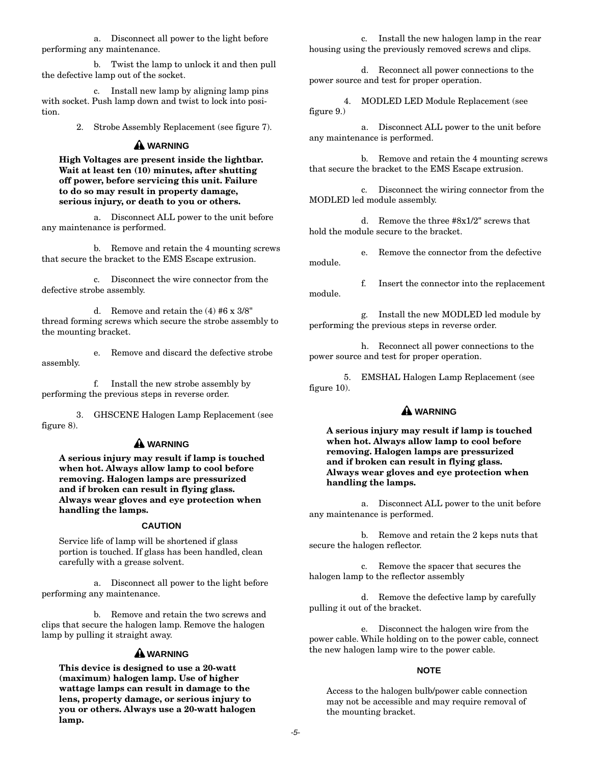a. Disconnect all power to the light before performing any maintenance.

b. Twist the lamp to unlock it and then pull the defective lamp out of the socket.

c. Install new lamp by aligning lamp pins with socket. Push lamp down and twist to lock into position.

2. Strobe Assembly Replacement (see figure 7).

**⚠ WARNING**

**High Voltages are present inside the lightbar. Wait at least ten (10) minutes, after shutting off power, before servicing this unit. Failure to do so may result in property damage, serious injury, or death to you or others.**

a. Disconnect ALL power to the unit before any maintenance is performed.

b. Remove and retain the 4 mounting screws that secure the bracket to the EMS Escape extrusion.

c. Disconnect the wire connector from the defective strobe assembly.

d. Remove and retain the (4) #6 x 3/8" thread forming screws which secure the strobe assembly to the mounting bracket.

e. Remove and discard the defective strobe assembly.

f. Install the new strobe assembly by performing the previous steps in reverse order.

3. GHSCENE Halogen Lamp Replacement (see figure 8).

**⚠ WARNING**

**A serious injury may result if lamp is touched when hot. Always allow lamp to cool before removing. Halogen lamps are pressurized and if broken can result in flying glass. Always wear gloves and eye protection when handling the lamps.**

**CAUTION**

Service life of lamp will be shortened if glass portion is touched. If glass has been handled, clean carefully with a grease solvent.

a. Disconnect all power to the light before performing any maintenance.

b. Remove and retain the two screws and clips that secure the halogen lamp. Remove the halogen lamp by pulling it straight away.

**⚠ WARNING**

**This device is designed to use a 20-watt (maximum) halogen lamp. Use of higher wattage lamps can result in damage to the lens, property damage, or serious injury to you or others. Always use a 20-watt halogen lamp.**

c. Install the new halogen lamp in the rear housing using the previously removed screws and clips.

d. Reconnect all power connections to the power source and test for proper operation.

4. MODLED LED Module Replacement (see figure 9.)

a. Disconnect ALL power to the unit before any maintenance is performed.

b. Remove and retain the 4 mounting screws that secure the bracket to the EMS Escape extrusion.

c. Disconnect the wiring connector from the MODLED led module assembly.

d. Remove the three #8x1/2" screws that hold the module secure to the bracket.

e. Remove the connector from the defective module.

f. Insert the connector into the replacement module.

g. Install the new MODLED led module by performing the previous steps in reverse order.

h. Reconnect all power connections to the power source and test for proper operation.

5. EMSHAL Halogen Lamp Replacement (see figure 10).

**⚠ WARNING**

**A serious injury may result if lamp is touched when hot. Always allow lamp to cool before removing. Halogen lamps are pressurized and if broken can result in flying glass. Always wear gloves and eye protection when handling the lamps.**

a. Disconnect ALL power to the unit before any maintenance is performed.

b. Remove and retain the 2 keps nuts that secure the halogen reflector.

c. Remove the spacer that secures the halogen lamp to the reflector assembly

d. Remove the defective lamp by carefully pulling it out of the bracket.

e. Disconnect the halogen wire from the power cable. While holding on to the power cable, connect the new halogen lamp wire to the power cable.

**NOTE**

Access to the halogen bulb/power cable connection may not be accessible and may require removal of the mounting bracket.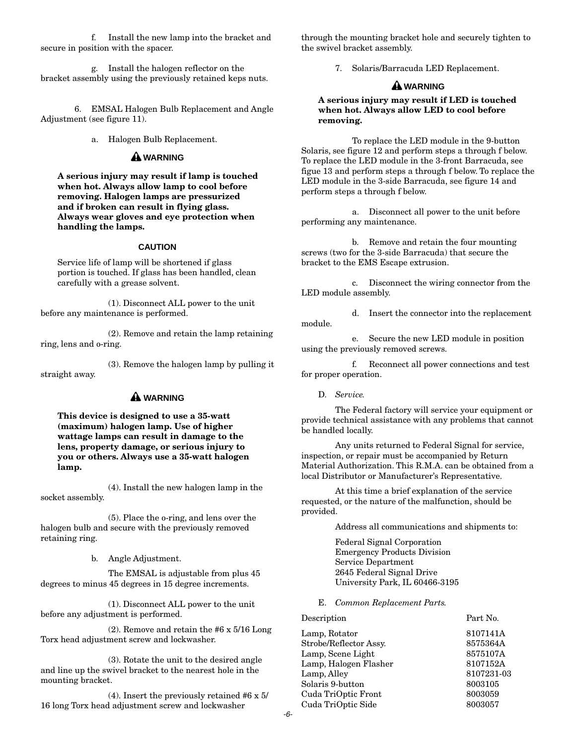f. Install the new lamp into the bracket and secure in position with the spacer.

g. Install the halogen reflector on the bracket assembly using the previously retained keps nuts.

6. EMSAL Halogen Bulb Replacement and Angle Adjustment (see figure 11).

a. Halogen Bulb Replacement.

**WARNING**

**A serious injury may result if lamp is touched when hot. Always allow lamp to cool before removing. Halogen lamps are pressurized and if broken can result in flying glass. Always wear gloves and eye protection when handling the lamps.**

**CAUTION**

Service life of lamp will be shortened if glass portion is touched. If glass has been handled, clean carefully with a grease solvent.

(1). Disconnect ALL power to the unit before any maintenance is performed.

(2). Remove and retain the lamp retaining ring, lens and o-ring.

(3). Remove the halogen lamp by pulling it straight away.

**WARNING**

**This device is designed to use a 35-watt (maximum) halogen lamp. Use of higher wattage lamps can result in damage to the lens, property damage, or serious injury to you or others. Always use a 35-watt halogen lamp.**

(4). Install the new halogen lamp in the socket assembly.

(5). Place the o-ring, and lens over the halogen bulb and secure with the previously removed retaining ring.

b. Angle Adjustment.

The EMSAL is adjustable from plus 45 degrees to minus 45 degrees in 15 degree increments.

(1). Disconnect ALL power to the unit before any adjustment is performed.

(2). Remove and retain the #6 x 5/16 Long Torx head adjustment screw and lockwasher.

(3). Rotate the unit to the desired angle and line up the swivel bracket to the nearest hole in the mounting bracket.

(4). Insert the previously retained #6 x 5/16 long Torx head adjustment screw and lockwasher through the mounting bracket hole and securely tighten to the swivel bracket assembly.

7. Solaris/Barracuda LED Replacement.

**WARNING**

**A serious injury may result if LED is touched when hot. Always allow LED to cool before removing.**

To replace the LED module in the 9-button Solaris, see figure 12 and perform steps a through f below. To replace the LED module in the 3-front Barracuda, see figue 13 and perform steps a through f below. To replace the LED module in the 3-side Barracuda, see figure 14 and perform steps a through f below.

a. Disconnect all power to the unit before performing any maintenance.

b. Remove and retain the four mounting screws (two for the 3-side Barracuda) that secure the bracket to the EMS Escape extrusion.

c. Disconnect the wiring connector from the LED module assembly.

d. Insert the connector into the replacement module.

e. Secure the new LED module in position using the previously removed screws.

f. Reconnect all power connections and test for proper operation.

D. *Service.*

The Federal factory will service your equipment or provide technical assistance with any problems that cannot be handled locally.

Any units returned to Federal Signal for service, inspection, or repair must be accompanied by Return Material Authorization. This R.M.A. can be obtained from a local Distributor or Manufacturer's Representative.

At this time a brief explanation of the service requested, or the nature of the malfunction, should be provided.

Address all communications and shipments to:

Federal Signal Corporation
Emergency Products Division
Service Department
2645 Federal Signal Drive
University Park, IL 60466-3195

E. *Common Replacement Parts.*

| Description | Part No. |
|---|---|
| Lamp, Rotator | 8107141A |
| Strobe/Reflector Assy. | 8575364A |
| Lamp, Scene Light | 8575107A |
| Lamp, Halogen Flasher | 8107152A |
| Lamp, Alley | 8107231-03 |
| Solaris 9-button | 8003105 |
| Cuda TriOptic Front | 8003059 |
| Cuda TriOptic Side | 8003057 |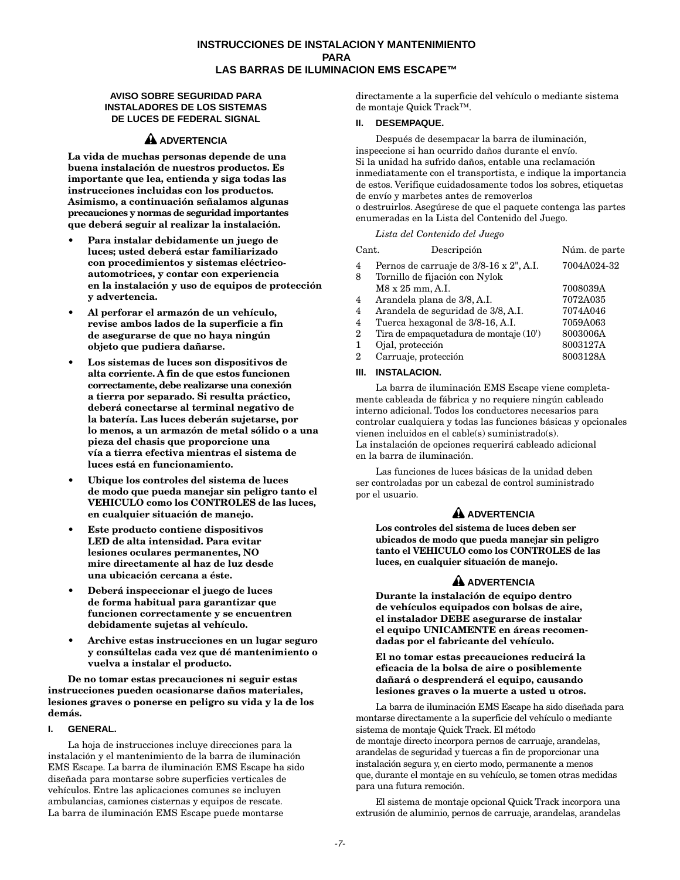# INSTRUCCIONES DE INSTALACION Y MANTENIMIENTO PARA LAS BARRAS DE ILUMINACION EMS ESCAPE™

### AVISO SOBRE SEGURIDAD PARA INSTALADORES DE LOS SISTEMAS DE LUCES DE FEDERAL SIGNAL

**⚠ ADVERTENCIA**

**La vida de muchas personas depende de una buena instalación de nuestros productos. Es importante que lea, entienda y siga todas las instrucciones incluidas con los productos. Asimismo, a continuación señalamos algunas precauciones y normas de seguridad importantes que deberá seguir al realizar la instalación.**

- **Para instalar debidamente un juego de luces; usted deberá estar familiarizado con procedimientos y sistemas eléctrico-automotrices, y contar con experiencia en la instalación y uso de equipos de protección y advertencia.**
- **Al perforar el armazón de un vehículo, revise ambos lados de la superficie a fin de asegurarse de que no haya ningún objeto que pudiera dañarse.**
- **Los sistemas de luces son dispositivos de alta corriente. A fin de que estos funcionen correctamente, debe realizarse una conexión a tierra por separado. Si resulta práctico, deberá conectarse al terminal negativo de la batería. Las luces deberán sujetarse, por lo menos, a un armazón de metal sólido o a una pieza del chasis que proporcione una vía a tierra efectiva mientras el sistema de luces está en funcionamiento.**
- **Ubique los controles del sistema de luces de modo que pueda manejar sin peligro tanto el VEHICULO como los CONTROLES de las luces, en cualquier situación de manejo.**
- **Este producto contiene dispositivos LED de alta intensidad. Para evitar lesiones oculares permanentes, NO mire directamente al haz de luz desde una ubicación cercana a éste.**
- **Deberá inspeccionar el juego de luces de forma habitual para garantizar que funcionen correctamente y se encuentren debidamente sujetas al vehículo.**
- **Archive estas instrucciones en un lugar seguro y consúltelas cada vez que dé mantenimiento o vuelva a instalar el producto.**

**De no tomar estas precauciones ni seguir estas instrucciones pueden ocasionarse daños materiales, lesiones graves o ponerse en peligro su vida y la de los demás.**

## I. GENERAL.

La hoja de instrucciones incluye direcciones para la instalación y el mantenimiento de la barra de iluminación EMS Escape. La barra de iluminación EMS Escape ha sido diseñada para montarse sobre superficies verticales de vehículos. Entre las aplicaciones comunes se incluyen ambulancias, camiones cisternas y equipos de rescate. La barra de iluminación EMS Escape puede montarse directamente a la superficie del vehículo o mediante sistema de montaje Quick Track™.

## II. DESEMPAQUE.

Después de desempacar la barra de iluminación, inspeccione si han ocurrido daños durante el envío. Si la unidad ha sufrido daños, entable una reclamación inmediatamente con el transportista, e indique la importancia de estos. Verifique cuidadosamente todos los sobres, etiquetas de envío y marbetes antes de removerlos o destruirlos. Asegúrese de que el paquete contenga las partes enumeradas en la Lista del Contenido del Juego.

*Lista del Contenido del Juego*

| Cant. | Descripción | Núm. de parte |
|---|---|---|
| 4 | Pernos de carruaje de 3/8-16 x 2", A.I. | 7004A024-32 |
| 8 | Tornillo de fijación con Nylok M8 x 25 mm, A.I. | 7008039A |
| 4 | Arandela plana de 3/8, A.I. | 7072A035 |
| 4 | Arandela de seguridad de 3/8, A.I. | 7074A046 |
| 4 | Tuerca hexagonal de 3/8-16, A.I. | 7059A063 |
| 2 | Tira de empaquetadura de montaje (10') | 8003006A |
| 1 | Ojal, protección | 8003127A |
| 2 | Carruaje, protección | 8003128A |

## III. INSTALACION.

La barra de iluminación EMS Escape viene completamente cableada de fábrica y no requiere ningún cableado interno adicional. Todos los conductores necesarios para controlar cualquiera y todas las funciones básicas y opcionales vienen incluidos en el cable(s) suministrado(s). La instalación de opciones requerirá cableado adicional en la barra de iluminación.

Las funciones de luces básicas de la unidad deben ser controladas por un cabezal de control suministrado por el usuario.

**⚠ ADVERTENCIA**

**Los controles del sistema de luces deben ser ubicados de modo que pueda manejar sin peligro tanto el VEHICULO como los CONTROLES de las luces, en cualquier situación de manejo.**

**⚠ ADVERTENCIA**

**Durante la instalación de equipo dentro de vehículos equipados con bolsas de aire, el instalador DEBE asegurarse de instalar el equipo UNICAMENTE en áreas recomendadas por el fabricante del vehículo.**

**El no tomar estas precauciones reducirá la eficacia de la bolsa de aire o posiblemente dañará o desprenderá el equipo, causando lesiones graves o la muerte a usted u otros.**

La barra de iluminación EMS Escape ha sido diseñada para montarse directamente a la superficie del vehículo o mediante sistema de montaje Quick Track. El método de montaje directo incorpora pernos de carruaje, arandelas, arandelas de seguridad y tuercas a fin de proporcionar una instalación segura y, en cierto modo, permanente a menos que, durante el montaje en su vehículo, se tomen otras medidas para una futura remoción.

El sistema de montaje opcional Quick Track incorpora una extrusión de aluminio, pernos de carruaje, arandelas, arandelas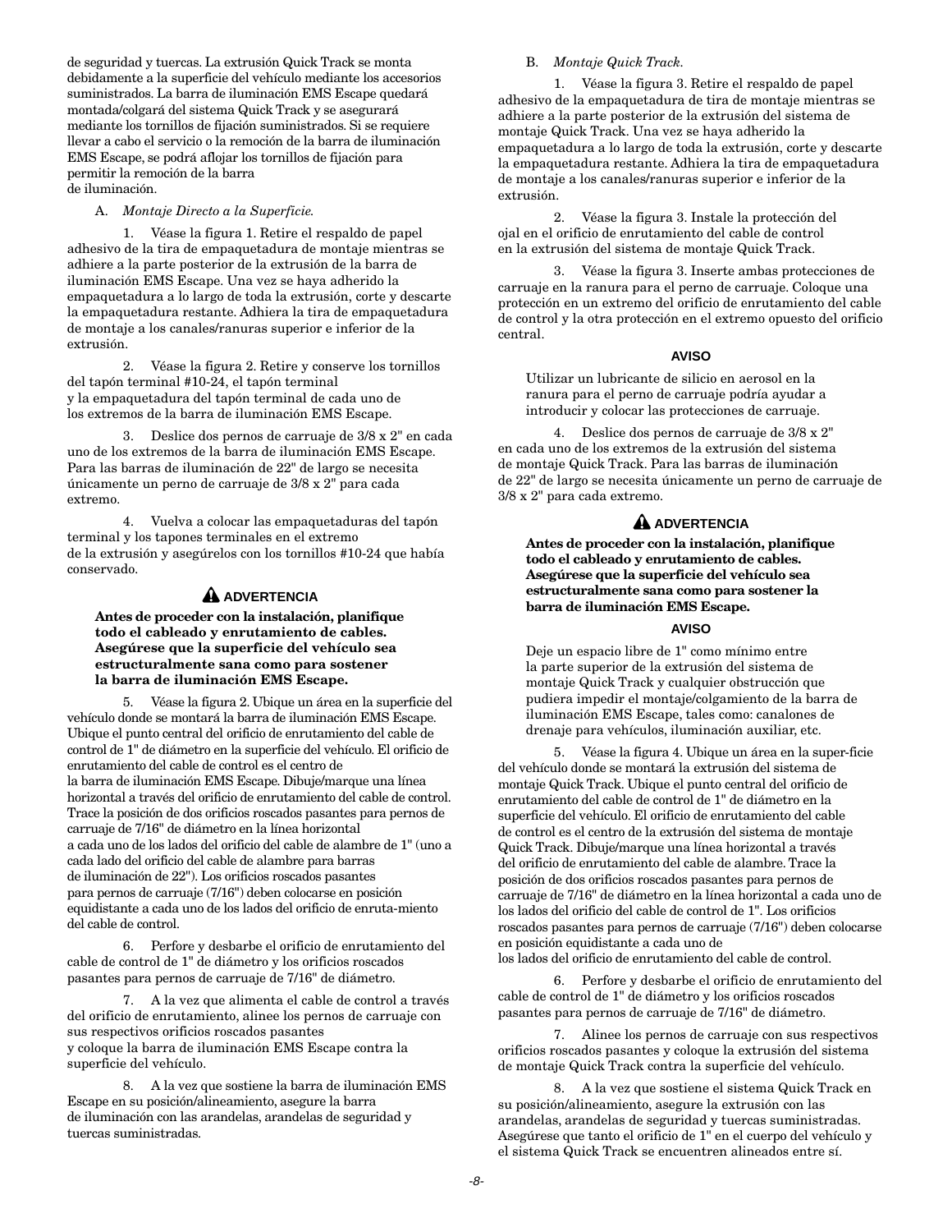de seguridad y tuercas. La extrusión Quick Track se monta debidamente a la superficie del vehículo mediante los accesorios suministrados. La barra de iluminación EMS Escape quedará montada/colgará del sistema Quick Track y se asegurará mediante los tornillos de fijación suministrados. Si se requiere llevar a cabo el servicio o la remoción de la barra de iluminación EMS Escape, se podrá aflojar los tornillos de fijación para permitir la remoción de la barra de iluminación.

A. *Montaje Directo a la Superficie.*

1. Véase la figura 1. Retire el respaldo de papel adhesivo de la tira de empaquetadura de montaje mientras se adhiere a la parte posterior de la extrusión de la barra de iluminación EMS Escape. Una vez se haya adherido la empaquetadura a lo largo de toda la extrusión, corte y descarte la empaquetadura restante. Adhiera la tira de empaquetadura de montaje a los canales/ranuras superior e inferior de la extrusión.

2. Véase la figura 2. Retire y conserve los tornillos del tapón terminal #10-24, el tapón terminal y la empaquetadura del tapón terminal de cada uno de los extremos de la barra de iluminación EMS Escape.

3. Deslice dos pernos de carruaje de 3/8 x 2" en cada uno de los extremos de la barra de iluminación EMS Escape. Para las barras de iluminación de 22" de largo se necesita únicamente un perno de carruaje de 3/8 x 2" para cada extremo.

4. Vuelva a colocar las empaquetaduras del tapón terminal y los tapones terminales en el extremo de la extrusión y asegúrelos con los tornillos #10-24 que había conservado.

**⚠ ADVERTENCIA**

**Antes de proceder con la instalación, planifique todo el cableado y enrutamiento de cables. Asegúrese que la superficie del vehículo sea estructuralmente sana como para sostener la barra de iluminación EMS Escape.**

5. Véase la figura 2. Ubique un área en la superficie del vehículo donde se montará la barra de iluminación EMS Escape. Ubique el punto central del orificio de enrutamiento del cable de control de 1" de diámetro en la superficie del vehículo. El orificio de enrutamiento del cable de control es el centro de la barra de iluminación EMS Escape. Dibuje/marque una línea horizontal a través del orificio de enrutamiento del cable de control. Trace la posición de dos orificios roscados pasantes para pernos de carruaje de 7/16" de diámetro en la línea horizontal a cada uno de los lados del orificio del cable de alambre de 1" (uno a cada lado del orificio del cable de alambre para barras de iluminación de 22"). Los orificios roscados pasantes para pernos de carruaje (7/16") deben colocarse en posición equidistante a cada uno de los lados del orificio de enruta-miento del cable de control.

6. Perfore y desbarbe el orificio de enrutamiento del cable de control de 1" de diámetro y los orificios roscados pasantes para pernos de carruaje de 7/16" de diámetro.

7. A la vez que alimenta el cable de control a través del orificio de enrutamiento, alinee los pernos de carruaje con sus respectivos orificios roscados pasantes y coloque la barra de iluminación EMS Escape contra la superficie del vehículo.

8. A la vez que sostiene la barra de iluminación EMS Escape en su posición/alineamiento, asegure la barra de iluminación con las arandelas, arandelas de seguridad y tuercas suministradas.

B. *Montaje Quick Track.*

1. Véase la figura 3. Retire el respaldo de papel adhesivo de la empaquetadura de tira de montaje mientras se adhiere a la parte posterior de la extrusión del sistema de montaje Quick Track. Una vez se haya adherido la empaquetadura a lo largo de toda la extrusión, corte y descarte la empaquetadura restante. Adhiera la tira de empaquetadura de montaje a los canales/ranuras superior e inferior de la extrusión.

2. Véase la figura 3. Instale la protección del ojal en el orificio de enrutamiento del cable de control en la extrusión del sistema de montaje Quick Track.

3. Véase la figura 3. Inserte ambas protecciones de carruaje en la ranura para el perno de carruaje. Coloque una protección en un extremo del orificio de enrutamiento del cable de control y la otra protección en el extremo opuesto del orificio central.

**AVISO**

Utilizar un lubricante de silicio en aerosol en la ranura para el perno de carruaje podría ayudar a introducir y colocar las protecciones de carruaje.

4. Deslice dos pernos de carruaje de 3/8 x 2" en cada uno de los extremos de la extrusión del sistema de montaje Quick Track. Para las barras de iluminación de 22" de largo se necesita únicamente un perno de carruaje de 3/8 x 2" para cada extremo.

**⚠ ADVERTENCIA**

**Antes de proceder con la instalación, planifique todo el cableado y enrutamiento de cables. Asegúrese que la superficie del vehículo sea estructuralmente sana como para sostener la barra de iluminación EMS Escape.**

**AVISO**

Deje un espacio libre de 1" como mínimo entre la parte superior de la extrusión del sistema de montaje Quick Track y cualquier obstrucción que pudiera impedir el montaje/colgamiento de la barra de iluminación EMS Escape, tales como: canalones de drenaje para vehículos, iluminación auxiliar, etc.

5. Véase la figura 4. Ubique un área en la super-ficie del vehículo donde se montará la extrusión del sistema de montaje Quick Track. Ubique el punto central del orificio de enrutamiento del cable de control de 1" de diámetro en la superficie del vehículo. El orificio de enrutamiento del cable de control es el centro de la extrusión del sistema de montaje Quick Track. Dibuje/marque una línea horizontal a través del orificio de enrutamiento del cable de alambre. Trace la posición de dos orificios roscados pasantes para pernos de carruaje de 7/16" de diámetro en la línea horizontal a cada uno de los lados del orificio del cable de control de 1". Los orificios roscados pasantes para pernos de carruaje (7/16") deben colocarse en posición equidistante a cada uno de los lados del orificio de enrutamiento del cable de control.

6. Perfore y desbarbe el orificio de enrutamiento del cable de control de 1" de diámetro y los orificios roscados pasantes para pernos de carruaje de 7/16" de diámetro.

7. Alinee los pernos de carruaje con sus respectivos orificios roscados pasantes y coloque la extrusión del sistema de montaje Quick Track contra la superficie del vehículo.

8. A la vez que sostiene el sistema Quick Track en su posición/alineamiento, asegure la extrusión con las arandelas, arandelas de seguridad y tuercas suministradas. Asegúrese que tanto el orificio de 1" en el cuerpo del vehículo y el sistema Quick Track se encuentren alineados entre sí.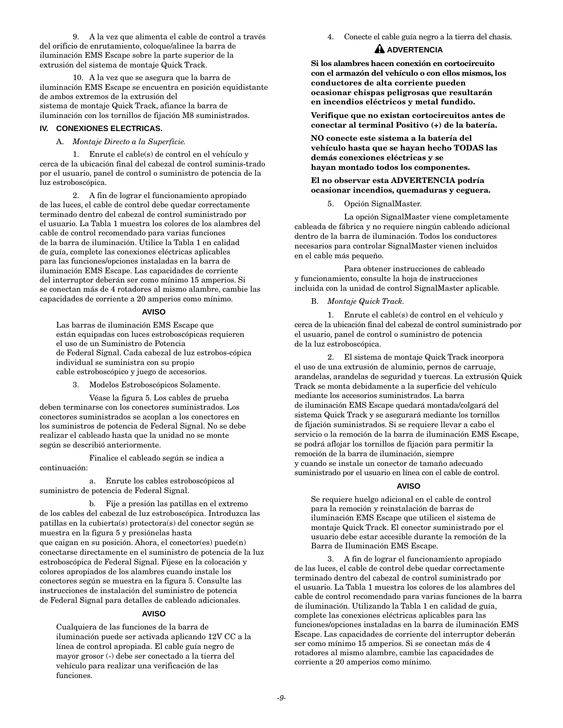9. A la vez que alimenta el cable de control a través del orificio de enrutamiento, coloque/alinee la barra de iluminación EMS Escape sobre la parte superior de la extrusión del sistema de montaje Quick Track.

10. A la vez que se asegura que la barra de iluminación EMS Escape se encuentra en posición equidistante de ambos extremos de la extrusión del sistema de montaje Quick Track, afiance la barra de iluminación con los tornillos de fijación M8 suministrados.

## IV. CONEXIONES ELECTRICAS.

A. *Montaje Directo a la Superficie.*

1. Enrute el cable(s) de control en el vehículo y cerca de la ubicación final del cabezal de control suminis-trado por el usuario, panel de control o suministro de potencia de la luz estroboscópica.

2. A fin de lograr el funcionamiento apropiado de las luces, el cable de control debe quedar correctamente terminado dentro del cabezal de control suministrado por el usuario. La Tabla 1 muestra los colores de los alambres del cable de control recomendado para varias funciones de la barra de iluminación. Utilice la Tabla 1 en calidad de guía, complete las conexiones eléctricas aplicables para las funciones/opciones instaladas en la barra de iluminación EMS Escape. Las capacidades de corriente del interruptor deberán ser como mínimo 15 amperios. Si se conectan más de 4 rotadores al mismo alambre, cambie las capacidades de corriente a 20 amperios como mínimo.

**AVISO**

Las barras de iluminación EMS Escape que están equipadas con luces estroboscópicas requieren el uso de un Suministro de Potencia de Federal Signal. Cada cabezal de luz estrobos-cópica individual se suministra con su propio cable estroboscópico y juego de accesorios.

3. Modelos Estroboscópicos Solamente.

Véase la figura 5. Los cables de prueba deben terminarse con los conectores suministrados. Los conectores suministrados se acoplan a los conectores en los suministros de potencia de Federal Signal. No se debe realizar el cableado hasta que la unidad no se monte según se describió anteriormente.

Finalice el cableado según se indica a continuación:

a. Enrute los cables estroboscópicos al suministro de potencia de Federal Signal.

b. Fije a presión las patillas en el extremo de los cables del cabezal de luz estroboscópica. Introduzca las patillas en la cubierta(s) protectora(s) del conector según se muestra en la figura 5 y presiónelas hasta que caigan en su posición. Ahora, el conector(es) puede(n) conectarse directamente en el suministro de potencia de la luz estroboscópica de Federal Signal. Fíjese en la colocación y colores apropiados de los alambres cuando instale los conectores según se muestra en la figura 5. Consulte las instrucciones de instalación del suministro de potencia de Federal Signal para detalles de cableado adicionales.

**AVISO**

Cualquiera de las funciones de la barra de iluminación puede ser activada aplicando 12V CC a la línea de control apropiada. El cable guía negro de mayor grosor (-) debe ser conectado a la tierra del vehículo para realizar una verificación de las funciones.

4. Conecte el cable guía negro a la tierra del chasis.

**⚠ ADVERTENCIA**

**Si los alambres hacen conexión en cortocircuito con el armazón del vehículo o con ellos mismos, los conductores de alta corriente pueden ocasionar chispas peligrosas que resultarán en incendios eléctricos y metal fundido.**

**Verifique que no existan cortocircuitos antes de conectar al terminal Positivo (+) de la batería.**

**NO conecte este sistema a la batería del vehículo hasta que se hayan hecho TODAS las demás conexiones eléctricas y se hayan montado todos los componentes.**

**El no observar esta ADVERTENCIA podría ocasionar incendios, quemaduras y ceguera.**

5. Opción SignalMaster.

La opción SignalMaster viene completamente cableada de fábrica y no requiere ningún cableado adicional dentro de la barra de iluminación. Todos los conductores necesarios para controlar SignalMaster vienen incluidos en el cable más pequeño.

Para obtener instrucciones de cableado y funcionamiento, consulte la hoja de instrucciones incluida con la unidad de control SignalMaster aplicable.

B. *Montaje Quick Track.*

1. Enrute el cable(s) de control en el vehículo y cerca de la ubicación final del cabezal de control suministrado por el usuario, panel de control o suministro de potencia de la luz estroboscópica.

2. El sistema de montaje Quick Track incorpora el uso de una extrusión de aluminio, pernos de carruaje, arandelas, arandelas de seguridad y tuercas. La extrusión Quick Track se monta debidamente a la superficie del vehículo mediante los accesorios suministrados. La barra de iluminación EMS Escape quedará montada/colgará del sistema Quick Track y se asegurará mediante los tornillos de fijación suministrados. Si se requiere llevar a cabo el servicio o la remoción de la barra de iluminación EMS Escape, se podrá aflojar los tornillos de fijación para permitir la remoción de la barra de iluminación, siempre y cuando se instale un conector de tamaño adecuado suministrado por el usuario en línea con el cable de control.

**AVISO**

Se requiere huelgo adicional en el cable de control para la remoción y reinstalación de barras de iluminación EMS Escape que utilicen el sistema de montaje Quick Track. El conector suministrado por el usuario debe estar accesible durante la remoción de la Barra de Iluminación EMS Escape.

3. A fin de lograr el funcionamiento apropiado de las luces, el cable de control debe quedar correctamente terminado dentro del cabezal de control suministrado por el usuario. La Tabla 1 muestra los colores de los alambres del cable de control recomendado para varias funciones de la barra de iluminación. Utilizando la Tabla 1 en calidad de guía, complete las conexiones eléctricas aplicables para las funciones/opciones instaladas en la barra de iluminación EMS Escape. Las capacidades de corriente del interruptor deberán ser como mínimo 15 amperios. Si se conectan más de 4 rotadores al mismo alambre, cambie las capacidades de corriente a 20 amperios como mínimo.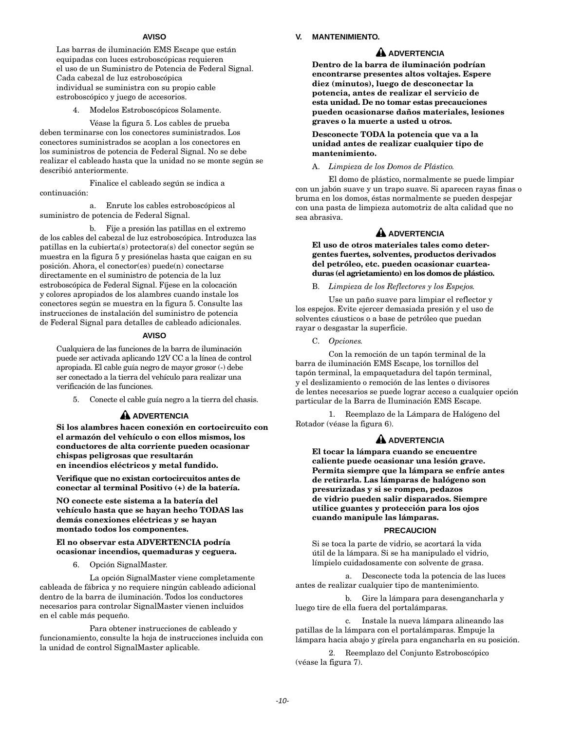**AVISO**

Las barras de iluminación EMS Escape que están equipadas con luces estroboscópicas requieren el uso de un Suministro de Potencia de Federal Signal. Cada cabezal de luz estroboscópica individual se suministra con su propio cable estroboscópico y juego de accesorios.

4. Modelos Estroboscópicos Solamente.

Véase la figura 5. Los cables de prueba deben terminarse con los conectores suministrados. Los conectores suministrados se acoplan a los conectores en los suministros de potencia de Federal Signal. No se debe realizar el cableado hasta que la unidad no se monte según se describió anteriormente.

Finalice el cableado según se indica a continuación:

a. Enrute los cables estroboscópicos al suministro de potencia de Federal Signal.

b. Fije a presión las patillas en el extremo de los cables del cabezal de luz estroboscópica. Introduzca las patillas en la cubierta(s) protectora(s) del conector según se muestra en la figura 5 y presiónelas hasta que caigan en su posición. Ahora, el conector(es) puede(n) conectarse directamente en el suministro de potencia de la luz estroboscópica de Federal Signal. Fíjese en la colocación y colores apropiados de los alambres cuando instale los conectores según se muestra en la figura 5. Consulte las instrucciones de instalación del suministro de potencia de Federal Signal para detalles de cableado adicionales.

**AVISO**

Cualquiera de las funciones de la barra de iluminación puede ser activada aplicando 12V CC a la línea de control apropiada. El cable guía negro de mayor grosor (-) debe ser conectado a la tierra del vehículo para realizar una verificación de las funciones.

5. Conecte el cable guía negro a la tierra del chasis.

**⚠ ADVERTENCIA**

**Si los alambres hacen conexión en cortocircuito con el armazón del vehículo o con ellos mismos, los conductores de alta corriente pueden ocasionar chispas peligrosas que resultarán en incendios eléctricos y metal fundido.**

**Verifique que no existan cortocircuitos antes de conectar al terminal Positivo (+) de la batería.**

**NO conecte este sistema a la batería del vehículo hasta que se hayan hecho TODAS las demás conexiones eléctricas y se hayan montado todos los componentes.**

**El no observar esta ADVERTENCIA podría ocasionar incendios, quemaduras y ceguera.**

6. Opción SignalMaster.

La opción SignalMaster viene completamente cableada de fábrica y no requiere ningún cableado adicional dentro de la barra de iluminación. Todos los conductores necesarios para controlar SignalMaster vienen incluidos en el cable más pequeño.

Para obtener instrucciones de cableado y funcionamiento, consulte la hoja de instrucciones incluida con la unidad de control SignalMaster aplicable.

## V. MANTENIMIENTO.

**⚠ ADVERTENCIA**

**Dentro de la barra de iluminación podrían encontrarse presentes altos voltajes. Espere diez (minutos), luego de desconectar la potencia, antes de realizar el servicio de esta unidad. De no tomar estas precauciones pueden ocasionarse daños materiales, lesiones graves o la muerte a usted u otros.**

**Desconecte TODA la potencia que va a la unidad antes de realizar cualquier tipo de mantenimiento.**

A. *Limpieza de los Domos de Plástico.*

El domo de plástico, normalmente se puede limpiar con un jabón suave y un trapo suave. Si aparecen rayas finas o bruma en los domos, éstas normalmente se pueden despejar con una pasta de limpieza automotriz de alta calidad que no sea abrasiva.

**⚠ ADVERTENCIA**

**El uso de otros materiales tales como detergentes fuertes, solventes, productos derivados del petróleo, etc. pueden ocasionar cuarteaduras (el agrietamiento) en los domos de plástico.**

B. *Limpieza de los Reflectores y los Espejos.*

Use un paño suave para limpiar el reflector y los espejos. Evite ejercer demasiada presión y el uso de solventes cáusticos o a base de petróleo que puedan rayar o desgastar la superficie.

C. *Opciones.*

Con la remoción de un tapón terminal de la barra de iluminación EMS Escape, los tornillos del tapón terminal, la empaquetadura del tapón terminal, y el deslizamiento o remoción de las lentes o divisores de lentes necesarios se puede lograr acceso a cualquier opción particular de la Barra de Iluminación EMS Escape.

1. Reemplazo de la Lámpara de Halógeno del Rotador (véase la figura 6).

**⚠ ADVERTENCIA**

**El tocar la lámpara cuando se encuentre caliente puede ocasionar una lesión grave. Permita siempre que la lámpara se enfríe antes de retirarla. Las lámparas de halógeno son presurizadas y si se rompen, pedazos de vidrio pueden salir disparados. Siempre utilice guantes y protección para los ojos cuando manipule las lámparas.**

**PRECAUCION**

Si se toca la parte de vidrio, se acortará la vida útil de la lámpara. Si se ha manipulado el vidrio, límpielo cuidadosamente con solvente de grasa.

a. Desconecte toda la potencia de las luces antes de realizar cualquier tipo de mantenimiento.

b. Gire la lámpara para desengancharla y luego tire de ella fuera del portalámparas.

c. Instale la nueva lámpara alineando las patillas de la lámpara con el portalámparas. Empuje la lámpara hacia abajo y gírela para engancharla en su posición.

2. Reemplazo del Conjunto Estroboscópico (véase la figura 7).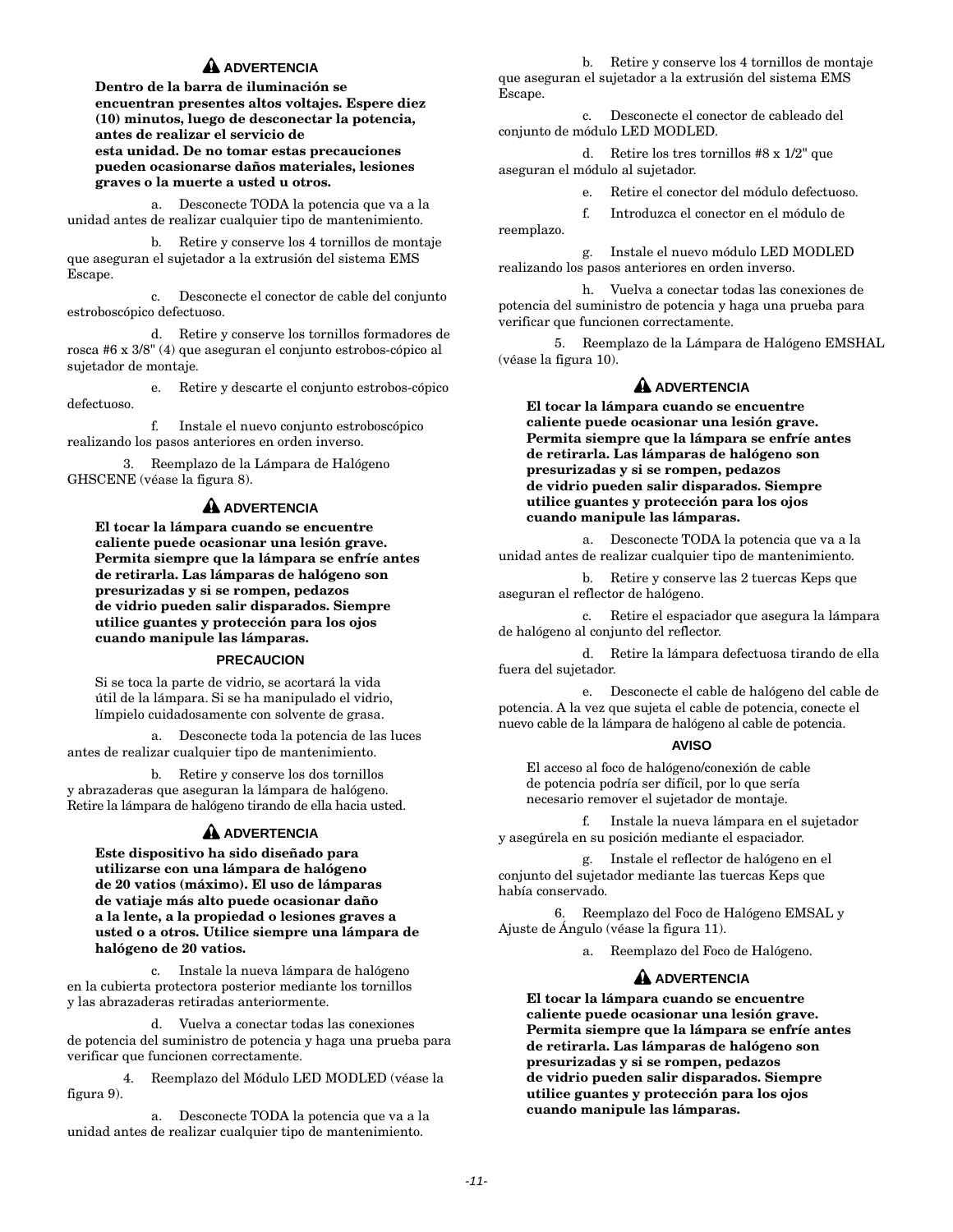**⚠ ADVERTENCIA**

**Dentro de la barra de iluminación se encuentran presentes altos voltajes. Espere diez (10) minutos, luego de desconectar la potencia, antes de realizar el servicio de esta unidad. De no tomar estas precauciones pueden ocasionarse daños materiales, lesiones graves o la muerte a usted u otros.**

a. Desconecte TODA la potencia que va a la unidad antes de realizar cualquier tipo de mantenimiento.

b. Retire y conserve los 4 tornillos de montaje que aseguran el sujetador a la extrusión del sistema EMS Escape.

c. Desconecte el conector de cable del conjunto estroboscópico defectuoso.

d. Retire y conserve los tornillos formadores de rosca #6 x 3/8" (4) que aseguran el conjunto estrobos-cópico al sujetador de montaje.

e. Retire y descarte el conjunto estrobos-cópico defectuoso.

f. Instale el nuevo conjunto estroboscópico realizando los pasos anteriores en orden inverso.

3. Reemplazo de la Lámpara de Halógeno GHSCENE (véase la figura 8).

**⚠ ADVERTENCIA**

**El tocar la lámpara cuando se encuentre caliente puede ocasionar una lesión grave. Permita siempre que la lámpara se enfríe antes de retirarla. Las lámparas de halógeno son presurizadas y si se rompen, pedazos de vidrio pueden salir disparados. Siempre utilice guantes y protección para los ojos cuando manipule las lámparas.**

**PRECAUCION**

Si se toca la parte de vidrio, se acortará la vida útil de la lámpara. Si se ha manipulado el vidrio, límpielo cuidadosamente con solvente de grasa.

a. Desconecte toda la potencia de las luces antes de realizar cualquier tipo de mantenimiento.

b. Retire y conserve los dos tornillos y abrazaderas que aseguran la lámpara de halógeno. Retire la lámpara de halógeno tirando de ella hacia usted.

**⚠ ADVERTENCIA**

**Este dispositivo ha sido diseñado para utilizarse con una lámpara de halógeno de 20 vatios (máximo). El uso de lámparas de vatiaje más alto puede ocasionar daño a la lente, a la propiedad o lesiones graves a usted o a otros. Utilice siempre una lámpara de halógeno de 20 vatios.**

c. Instale la nueva lámpara de halógeno en la cubierta protectora posterior mediante los tornillos y las abrazaderas retiradas anteriormente.

d. Vuelva a conectar todas las conexiones de potencia del suministro de potencia y haga una prueba para verificar que funcionen correctamente.

4. Reemplazo del Módulo LED MODLED (véase la figura 9).

a. Desconecte TODA la potencia que va a la unidad antes de realizar cualquier tipo de mantenimiento.

b. Retire y conserve los 4 tornillos de montaje que aseguran el sujetador a la extrusión del sistema EMS Escape.

c. Desconecte el conector de cableado del conjunto de módulo LED MODLED.

d. Retire los tres tornillos #8 x 1/2" que aseguran el módulo al sujetador.

e. Retire el conector del módulo defectuoso.

f. Introduzca el conector en el módulo de reemplazo.

g. Instale el nuevo módulo LED MODLED realizando los pasos anteriores en orden inverso.

h. Vuelva a conectar todas las conexiones de potencia del suministro de potencia y haga una prueba para verificar que funcionen correctamente.

5. Reemplazo de la Lámpara de Halógeno EMSHAL (véase la figura 10).

**⚠ ADVERTENCIA**

**El tocar la lámpara cuando se encuentre caliente puede ocasionar una lesión grave. Permita siempre que la lámpara se enfríe antes de retirarla. Las lámparas de halógeno son presurizadas y si se rompen, pedazos de vidrio pueden salir disparados. Siempre utilice guantes y protección para los ojos cuando manipule las lámparas.**

a. Desconecte TODA la potencia que va a la unidad antes de realizar cualquier tipo de mantenimiento.

b. Retire y conserve las 2 tuercas Keps que aseguran el reflector de halógeno.

c. Retire el espaciador que asegura la lámpara de halógeno al conjunto del reflector.

d. Retire la lámpara defectuosa tirando de ella fuera del sujetador.

e. Desconecte el cable de halógeno del cable de potencia. A la vez que sujeta el cable de potencia, conecte el nuevo cable de la lámpara de halógeno al cable de potencia.

**AVISO**

El acceso al foco de halógeno/conexión de cable de potencia podría ser difícil, por lo que sería necesario remover el sujetador de montaje.

f. Instale la nueva lámpara en el sujetador y asegúrela en su posición mediante el espaciador.

g. Instale el reflector de halógeno en el conjunto del sujetador mediante las tuercas Keps que había conservado.

6. Reemplazo del Foco de Halógeno EMSAL y Ajuste de Ángulo (véase la figura 11).

a. Reemplazo del Foco de Halógeno.

**⚠ ADVERTENCIA**

**El tocar la lámpara cuando se encuentre caliente puede ocasionar una lesión grave. Permita siempre que la lámpara se enfríe antes de retirarla. Las lámparas de halógeno son presurizadas y si se rompen, pedazos de vidrio pueden salir disparados. Siempre utilice guantes y protección para los ojos cuando manipule las lámparas.**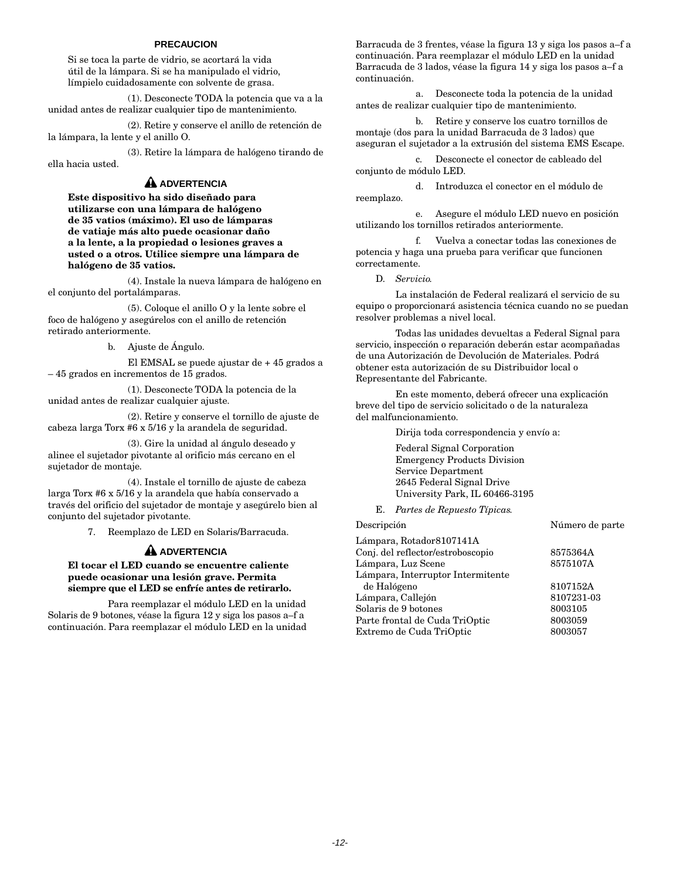**PRECAUCION**

Si se toca la parte de vidrio, se acortará la vida útil de la lámpara. Si se ha manipulado el vidrio, límpielo cuidadosamente con solvente de grasa.

(1). Desconecte TODA la potencia que va a la unidad antes de realizar cualquier tipo de mantenimiento.

(2). Retire y conserve el anillo de retención de la lámpara, la lente y el anillo O.

(3). Retire la lámpara de halógeno tirando de ella hacia usted.

**⚠ ADVERTENCIA**

**Este dispositivo ha sido diseñado para utilizarse con una lámpara de halógeno de 35 vatios (máximo). El uso de lámparas de vatiaje más alto puede ocasionar daño a la lente, a la propiedad o lesiones graves a usted o a otros. Utilice siempre una lámpara de halógeno de 35 vatios.**

(4). Instale la nueva lámpara de halógeno en el conjunto del portalámparas.

(5). Coloque el anillo O y la lente sobre el foco de halógeno y asegúrelos con el anillo de retención retirado anteriormente.

b. Ajuste de Ángulo.

El EMSAL se puede ajustar de + 45 grados a – 45 grados en incrementos de 15 grados.

(1). Desconecte TODA la potencia de la unidad antes de realizar cualquier ajuste.

(2). Retire y conserve el tornillo de ajuste de cabeza larga Torx #6 x 5/16 y la arandela de seguridad.

(3). Gire la unidad al ángulo deseado y alinee el sujetador pivotante al orificio más cercano en el sujetador de montaje.

(4). Instale el tornillo de ajuste de cabeza larga Torx #6 x 5/16 y la arandela que había conservado a través del orificio del sujetador de montaje y asegúrelo bien al conjunto del sujetador pivotante.

7. Reemplazo de LED en Solaris/Barracuda.

**⚠ ADVERTENCIA**

**El tocar el LED cuando se encuentre caliente puede ocasionar una lesión grave. Permita siempre que el LED se enfríe antes de retirarlo.**

Para reemplazar el módulo LED en la unidad Solaris de 9 botones, véase la figura 12 y siga los pasos a–f a continuación. Para reemplazar el módulo LED en la unidad Barracuda de 3 frentes, véase la figura 13 y siga los pasos a–f a continuación. Para reemplazar el módulo LED en la unidad Barracuda de 3 lados, véase la figura 14 y siga los pasos a–f a continuación.

a. Desconecte toda la potencia de la unidad antes de realizar cualquier tipo de mantenimiento.

b. Retire y conserve los cuatro tornillos de montaje (dos para la unidad Barracuda de 3 lados) que aseguran el sujetador a la extrusión del sistema EMS Escape.

c. Desconecte el conector de cableado del conjunto de módulo LED.

d. Introduzca el conector en el módulo de reemplazo.

e. Asegure el módulo LED nuevo en posición utilizando los tornillos retirados anteriormente.

f. Vuelva a conectar todas las conexiones de potencia y haga una prueba para verificar que funcionen correctamente.

D. *Servicio.*

La instalación de Federal realizará el servicio de su equipo o proporcionará asistencia técnica cuando no se puedan resolver problemas a nivel local.

Todas las unidades devueltas a Federal Signal para servicio, inspección o reparación deberán estar acompañadas de una Autorización de Devolución de Materiales. Podrá obtener esta autorización de su Distribuidor local o Representante del Fabricante.

En este momento, deberá ofrecer una explicación breve del tipo de servicio solicitado o de la naturaleza del malfuncionamiento.

Dirija toda correspondencia y envío a:

Federal Signal Corporation
Emergency Products Division
Service Department
2645 Federal Signal Drive
University Park, IL 60466-3195

E. *Partes de Repuesto Típicas.*

| Descripción | Número de parte |
|---|---|
| Lámpara, Rotador | 8107141A |
| Conj. del reflector/estroboscopio | 8575364A |
| Lámpara, Luz Scene | 8575107A |
| Lámpara, Interruptor Intermitente de Halógeno | 8107152A |
| Lámpara, Callejón | 8107231-03 |
| Solaris de 9 botones | 8003105 |
| Parte frontal de Cuda TriOptic | 8003059 |
| Extremo de Cuda TriOptic | 8003057 |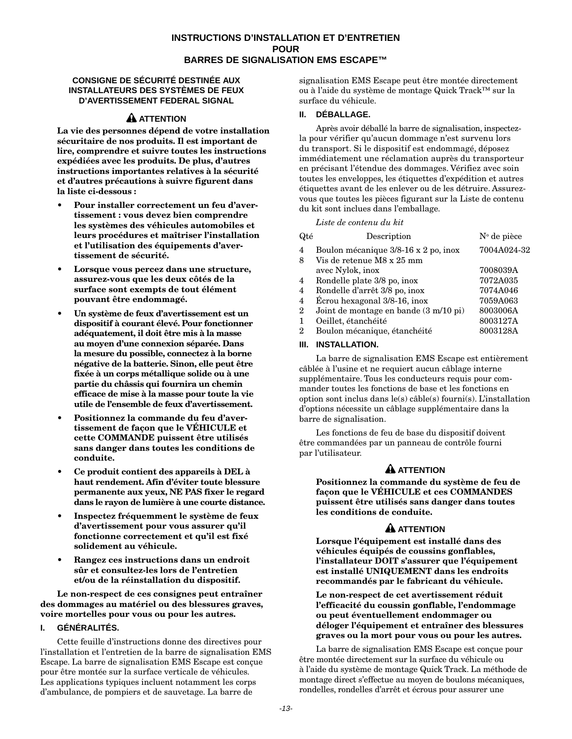# INSTRUCTIONS D'INSTALLATION ET D'ENTRETIEN POUR BARRES DE SIGNALISATION EMS ESCAPE™

## CONSIGNE DE SÉCURITÉ DESTINÉE AUX INSTALLATEURS DES SYSTÈMES DE FEUX D'AVERTISSEMENT FEDERAL SIGNAL

**⚠ ATTENTION**

**La vie des personnes dépend de votre installation sécuritaire de nos produits. Il est important de lire, comprendre et suivre toutes les instructions expédiées avec les produits. De plus, d'autres instructions importantes relatives à la sécurité et d'autres précautions à suivre figurent dans la liste ci-dessous :**

- **Pour installer correctement un feu d'avertissement : vous devez bien comprendre les systèmes des véhicules automobiles et leurs procédures et maîtriser l'installation et l'utilisation des équipements d'avertissement de sécurité.**
- **Lorsque vous percez dans une structure, assurez-vous que les deux côtés de la surface sont exempts de tout élément pouvant être endommagé.**
- **Un système de feux d'avertissement est un dispositif à courant élevé. Pour fonctionner adéquatement, il doit être mis à la masse au moyen d'une connexion séparée. Dans la mesure du possible, connectez à la borne négative de la batterie. Sinon, elle peut être fixée à un corps métallique solide ou à une partie du châssis qui fournira un chemin efficace de mise à la masse pour toute la vie utile de l'ensemble de feux d'avertissement.**
- **Positionnez la commande du feu d'avertissement de façon que le VÉHICULE et cette COMMANDE puissent être utilisés sans danger dans toutes les conditions de conduite.**
- **Ce produit contient des appareils à DEL à haut rendement. Afin d'éviter toute blessure permanente aux yeux, NE PAS fixer le regard dans le rayon de lumière à une courte distance.**
- **Inspectez fréquemment le système de feux d'avertissement pour vous assurer qu'il fonctionne correctement et qu'il est fixé solidement au véhicule.**
- **Rangez ces instructions dans un endroit sûr et consultez-les lors de l'entretien et/ou de la réinstallation du dispositif.**

**Le non-respect de ces consignes peut entraîner des dommages au matériel ou des blessures graves, voire mortelles pour vous ou pour les autres.**

## I. GÉNÉRALITÉS.

Cette feuille d'instructions donne des directives pour l'installation et l'entretien de la barre de signalisation EMS Escape. La barre de signalisation EMS Escape est conçue pour être montée sur la surface verticale de véhicules. Les applications typiques incluent notamment les corps d'ambulance, de pompiers et de sauvetage. La barre de signalisation EMS Escape peut être montée directement ou à l'aide du système de montage Quick Track™ sur la surface du véhicule.

## II. DÉBALLAGE.

Après avoir déballé la barre de signalisation, inspectez-la pour vérifier qu'aucun dommage n'est survenu lors du transport. Si le dispositif est endommagé, déposez immédiatement une réclamation auprès du transporteur en précisant l'étendue des dommages. Vérifiez avec soin toutes les enveloppes, les étiquettes d'expédition et autres étiquettes avant de les enlever ou de les détruire. Assurez-vous que toutes les pièces figurant sur la Liste de contenu du kit sont incluses dans l'emballage.

*Liste de contenu du kit*

| Qté | Description | N° de pièce |
|---|---|---|
| 4 | Boulon mécanique 3/8-16 x 2 po, inox | 7004A024-32 |
| 8 | Vis de retenue M8 x 25 mm avec Nylok, inox | 7008039A |
| 4 | Rondelle plate 3/8 po, inox | 7072A035 |
| 4 | Rondelle d'arrêt 3/8 po, inox | 7074A046 |
| 4 | Écrou hexagonal 3/8-16, inox | 7059A063 |
| 2 | Joint de montage en bande (3 m/10 pi) | 8003006A |
| 1 | Oeillet, étanchéité | 8003127A |
| 2 | Boulon mécanique, étanchéité | 8003128A |

## III. INSTALLATION.

La barre de signalisation EMS Escape est entièrement câblée à l'usine et ne requiert aucun câblage interne supplémentaire. Tous les conducteurs requis pour commander toutes les fonctions de base et les fonctions en option sont inclus dans le(s) câble(s) fourni(s). L'installation d'options nécessite un câblage supplémentaire dans la barre de signalisation.

Les fonctions de feu de base du dispositif doivent être commandées par un panneau de contrôle fourni par l'utilisateur.

**⚠ ATTENTION**

**Positionnez la commande du système de feu de façon que le VÉHICULE et ces COMMANDES puissent être utilisés sans danger dans toutes les conditions de conduite.**

**⚠ ATTENTION**

**Lorsque l'équipement est installé dans des véhicules équipés de coussins gonflables, l'installateur DOIT s'assurer que l'équipement est installé UNIQUEMENT dans les endroits recommandés par le fabricant du véhicule.**

**Le non-respect de cet avertissement réduit l'efficacité du coussin gonflable, l'endommage ou peut éventuellement endommager ou déloger l'équipement et entraîner des blessures graves ou la mort pour vous ou pour les autres.**

La barre de signalisation EMS Escape est conçue pour être montée directement sur la surface du véhicule ou à l'aide du système de montage Quick Track. La méthode de montage direct s'effectue au moyen de boulons mécaniques, rondelles, rondelles d'arrêt et écrous pour assurer une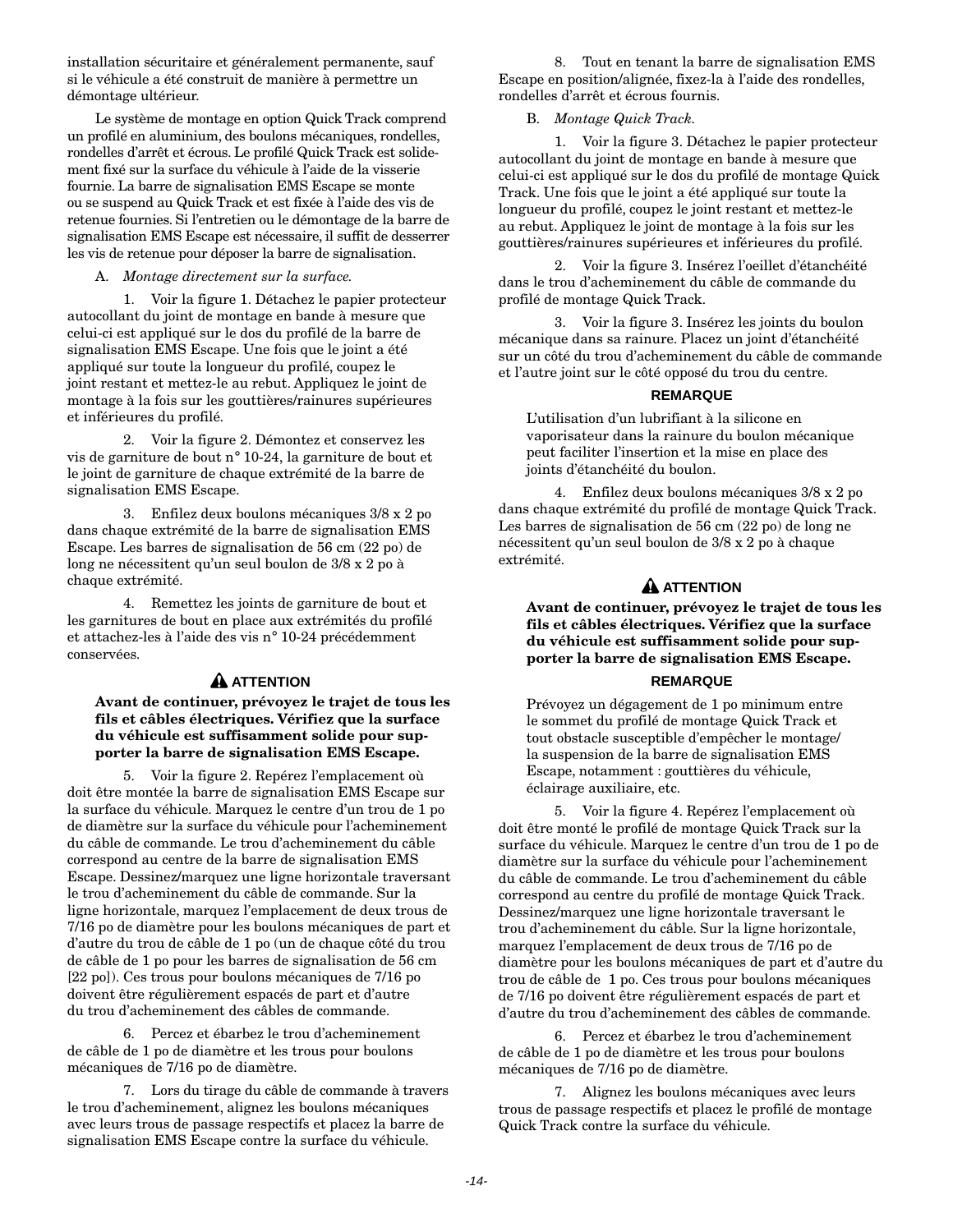installation sécuritaire et généralement permanente, sauf si le véhicule a été construit de manière à permettre un démontage ultérieur.

Le système de montage en option Quick Track comprend un profilé en aluminium, des boulons mécaniques, rondelles, rondelles d'arrêt et écrous. Le profilé Quick Track est solidement fixé sur la surface du véhicule à l'aide de la visserie fournie. La barre de signalisation EMS Escape se monte ou se suspend au Quick Track et est fixée à l'aide des vis de retenue fournies. Si l'entretien ou le démontage de la barre de signalisation EMS Escape est nécessaire, il suffit de desserrer les vis de retenue pour déposer la barre de signalisation.

A. *Montage directement sur la surface.*

1. Voir la figure 1. Détachez le papier protecteur autocollant du joint de montage en bande à mesure que celui-ci est appliqué sur le dos du profilé de la barre de signalisation EMS Escape. Une fois que le joint a été appliqué sur toute la longueur du profilé, coupez le joint restant et mettez-le au rebut. Appliquez le joint de montage à la fois sur les gouttières/rainures supérieures et inférieures du profilé.

2. Voir la figure 2. Démontez et conservez les vis de garniture de bout n° 10-24, la garniture de bout et le joint de garniture de chaque extrémité de la barre de signalisation EMS Escape.

3. Enfilez deux boulons mécaniques 3/8 x 2 po dans chaque extrémité de la barre de signalisation EMS Escape. Les barres de signalisation de 56 cm (22 po) de long ne nécessitent qu'un seul boulon de 3/8 x 2 po à chaque extrémité.

4. Remettez les joints de garniture de bout et les garnitures de bout en place aux extrémités du profilé et attachez-les à l'aide des vis n° 10-24 précédemment conservées.

**⚠ ATTENTION**

**Avant de continuer, prévoyez le trajet de tous les fils et câbles électriques. Vérifiez que la surface du véhicule est suffisamment solide pour supporter la barre de signalisation EMS Escape.**

5. Voir la figure 2. Repérez l'emplacement où doit être montée la barre de signalisation EMS Escape sur la surface du véhicule. Marquez le centre d'un trou de 1 po de diamètre sur la surface du véhicule pour l'acheminement du câble de commande. Le trou d'acheminement du câble correspond au centre de la barre de signalisation EMS Escape. Dessinez/marquez une ligne horizontale traversant le trou d'acheminement du câble de commande. Sur la ligne horizontale, marquez l'emplacement de deux trous de 7/16 po de diamètre pour les boulons mécaniques de part et d'autre du trou de câble de 1 po (un de chaque côté du trou de câble de 1 po pour les barres de signalisation de 56 cm [22 po]). Ces trous pour boulons mécaniques de 7/16 po doivent être régulièrement espacés de part et d'autre du trou d'acheminement des câbles de commande.

6. Percez et ébarbez le trou d'acheminement de câble de 1 po de diamètre et les trous pour boulons mécaniques de 7/16 po de diamètre.

7. Lors du tirage du câble de commande à travers le trou d'acheminement, alignez les boulons mécaniques avec leurs trous de passage respectifs et placez la barre de signalisation EMS Escape contre la surface du véhicule.

8. Tout en tenant la barre de signalisation EMS Escape en position/alignée, fixez-la à l'aide des rondelles, rondelles d'arrêt et écrous fournis.

B. *Montage Quick Track.*

1. Voir la figure 3. Détachez le papier protecteur autocollant du joint de montage en bande à mesure que celui-ci est appliqué sur le dos du profilé de montage Quick Track. Une fois que le joint a été appliqué sur toute la longueur du profilé, coupez le joint restant et mettez-le au rebut. Appliquez le joint de montage à la fois sur les gouttières/rainures supérieures et inférieures du profilé.

2. Voir la figure 3. Insérez l'oeillet d'étanchéité dans le trou d'acheminement du câble de commande du profilé de montage Quick Track.

3. Voir la figure 3. Insérez les joints du boulon mécanique dans sa rainure. Placez un joint d'étanchéité sur un côté du trou d'acheminement du câble de commande et l'autre joint sur le côté opposé du trou du centre.

**REMARQUE**

L'utilisation d'un lubrifiant à la silicone en vaporisateur dans la rainure du boulon mécanique peut faciliter l'insertion et la mise en place des joints d'étanchéité du boulon.

4. Enfilez deux boulons mécaniques 3/8 x 2 po dans chaque extrémité du profilé de montage Quick Track. Les barres de signalisation de 56 cm (22 po) de long ne nécessitent qu'un seul boulon de 3/8 x 2 po à chaque extrémité.

**⚠ ATTENTION**

**Avant de continuer, prévoyez le trajet de tous les fils et câbles électriques. Vérifiez que la surface du véhicule est suffisamment solide pour supporter la barre de signalisation EMS Escape.**

**REMARQUE**

Prévoyez un dégagement de 1 po minimum entre le sommet du profilé de montage Quick Track et tout obstacle susceptible d'empêcher le montage/la suspension de la barre de signalisation EMS Escape, notamment : gouttières du véhicule, éclairage auxiliaire, etc.

5. Voir la figure 4. Repérez l'emplacement où doit être monté le profilé de montage Quick Track sur la surface du véhicule. Marquez le centre d'un trou de 1 po de diamètre sur la surface du véhicule pour l'acheminement du câble de commande. Le trou d'acheminement du câble correspond au centre du profilé de montage Quick Track. Dessinez/marquez une ligne horizontale traversant le trou d'acheminement du câble. Sur la ligne horizontale, marquez l'emplacement de deux trous de 7/16 po de diamètre pour les boulons mécaniques de part et d'autre du trou de câble de 1 po. Ces trous pour boulons mécaniques de 7/16 po doivent être régulièrement espacés de part et d'autre du trou d'acheminement des câbles de commande.

6. Percez et ébarbez le trou d'acheminement de câble de 1 po de diamètre et les trous pour boulons mécaniques de 7/16 po de diamètre.

7. Alignez les boulons mécaniques avec leurs trous de passage respectifs et placez le profilé de montage Quick Track contre la surface du véhicule.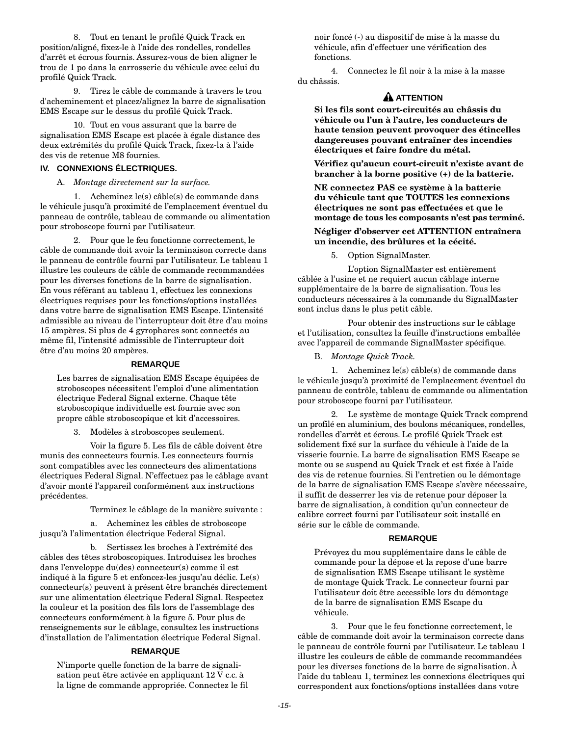8. Tout en tenant le profilé Quick Track en position/aligné, fixez-le à l'aide des rondelles, rondelles d'arrêt et écrous fournis. Assurez-vous de bien aligner le trou de 1 po dans la carrosserie du véhicule avec celui du profilé Quick Track.

9. Tirez le câble de commande à travers le trou d'acheminement et placez/alignez la barre de signalisation EMS Escape sur le dessus du profilé Quick Track.

10. Tout en vous assurant que la barre de signalisation EMS Escape est placée à égale distance des deux extrémités du profilé Quick Track, fixez-la à l'aide des vis de retenue M8 fournies.

## IV. CONNEXIONS ÉLECTRIQUES.

A. *Montage directement sur la surface.*

1. Acheminez le(s) câble(s) de commande dans le véhicule jusqu'à proximité de l'emplacement éventuel du panneau de contrôle, tableau de commande ou alimentation pour stroboscope fourni par l'utilisateur.

2. Pour que le feu fonctionne correctement, le câble de commande doit avoir la terminaison correcte dans le panneau de contrôle fourni par l'utilisateur. Le tableau 1 illustre les couleurs de câble de commande recommandées pour les diverses fonctions de la barre de signalisation. En vous référant au tableau 1, effectuez les connexions électriques requises pour les fonctions/options installées dans votre barre de signalisation EMS Escape. L'intensité admissible au niveau de l'interrupteur doit être d'au moins 15 ampères. Si plus de 4 gyrophares sont connectés au même fil, l'intensité admissible de l'interrupteur doit être d'au moins 20 ampères.

**REMARQUE**

Les barres de signalisation EMS Escape équipées de stroboscopes nécessitent l'emploi d'une alimentation électrique Federal Signal externe. Chaque tête stroboscopique individuelle est fournie avec son propre câble stroboscopique et kit d'accessoires.

3. Modèles à stroboscopes seulement.

Voir la figure 5. Les fils de câble doivent être munis des connecteurs fournis. Les connecteurs fournis sont compatibles avec les connecteurs des alimentations électriques Federal Signal. N'effectuez pas le câblage avant d'avoir monté l'appareil conformément aux instructions précédentes.

Terminez le câblage de la manière suivante :

a. Acheminez les câbles de stroboscope jusqu'à l'alimentation électrique Federal Signal.

b. Sertissez les broches à l'extrémité des câbles des têtes stroboscopiques. Introduisez les broches dans l'enveloppe du(des) connecteur(s) comme il est indiqué à la figure 5 et enfoncez-les jusqu'au déclic. Le(s) connecteur(s) peuvent à présent être branchés directement sur une alimentation électrique Federal Signal. Respectez la couleur et la position des fils lors de l'assemblage des connecteurs conformément à la figure 5. Pour plus de renseignements sur le câblage, consultez les instructions d'installation de l'alimentation électrique Federal Signal.

**REMARQUE**

N'importe quelle fonction de la barre de signalisation peut être activée en appliquant 12 V c.c. à la ligne de commande appropriée. Connectez le fil noir foncé (-) au dispositif de mise à la masse du véhicule, afin d'effectuer une vérification des fonctions.

4. Connectez le fil noir à la mise à la masse du châssis.

**⚠ ATTENTION**

**Si les fils sont court-circuités au châssis du véhicule ou l'un à l'autre, les conducteurs de haute tension peuvent provoquer des étincelles dangereuses pouvant entraîner des incendies électriques et faire fondre du métal.**

**Vérifiez qu'aucun court-circuit n'existe avant de brancher à la borne positive (+) de la batterie.**

**NE connectez PAS ce système à la batterie du véhicule tant que TOUTES les connexions électriques ne sont pas effectuées et que le montage de tous les composants n'est pas terminé.**

**Négliger d'observer cet ATTENTION entraînera un incendie, des brûlures et la cécité.**

5. Option SignalMaster.

L'option SignalMaster est entièrement câblée à l'usine et ne requiert aucun câblage interne supplémentaire de la barre de signalisation. Tous les conducteurs nécessaires à la commande du SignalMaster sont inclus dans le plus petit câble.

Pour obtenir des instructions sur le câblage et l'utilisation, consultez la feuille d'instructions emballée avec l'appareil de commande SignalMaster spécifique.

B. *Montage Quick Track.*

1. Acheminez le(s) câble(s) de commande dans le véhicule jusqu'à proximité de l'emplacement éventuel du panneau de contrôle, tableau de commande ou alimentation pour stroboscope fourni par l'utilisateur.

2. Le système de montage Quick Track comprend un profilé en aluminium, des boulons mécaniques, rondelles, rondelles d'arrêt et écrous. Le profilé Quick Track est solidement fixé sur la surface du véhicule à l'aide de la visserie fournie. La barre de signalisation EMS Escape se monte ou se suspend au Quick Track et est fixée à l'aide des vis de retenue fournies. Si l'entretien ou le démontage de la barre de signalisation EMS Escape s'avère nécessaire, il suffit de desserrer les vis de retenue pour déposer la barre de signalisation, à condition qu'un connecteur de calibre correct fourni par l'utilisateur soit installé en série sur le câble de commande.

**REMARQUE**

Prévoyez du mou supplémentaire dans le câble de commande pour la dépose et la repose d'une barre de signalisation EMS Escape utilisant le système de montage Quick Track. Le connecteur fourni par l'utilisateur doit être accessible lors du démontage de la barre de signalisation EMS Escape du véhicule.

3. Pour que le feu fonctionne correctement, le câble de commande doit avoir la terminaison correcte dans le panneau de contrôle fourni par l'utilisateur. Le tableau 1 illustre les couleurs de câble de commande recommandées pour les diverses fonctions de la barre de signalisation. À l'aide du tableau 1, terminez les connexions électriques qui correspondent aux fonctions/options installées dans votre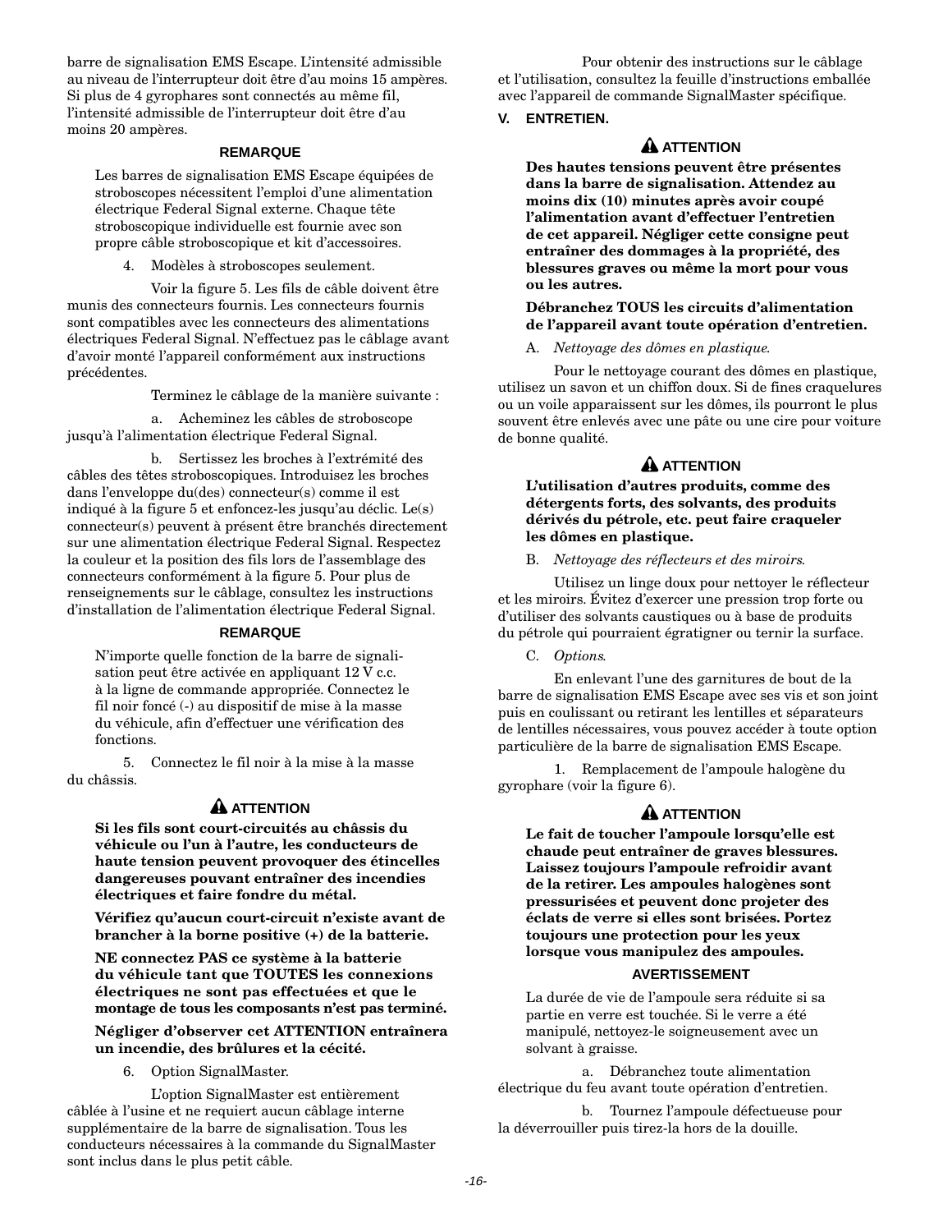barre de signalisation EMS Escape. L'intensité admissible au niveau de l'interrupteur doit être d'au moins 15 ampères. Si plus de 4 gyrophares sont connectés au même fil, l'intensité admissible de l'interrupteur doit être d'au moins 20 ampères.

**REMARQUE**

Les barres de signalisation EMS Escape équipées de stroboscopes nécessitent l'emploi d'une alimentation électrique Federal Signal externe. Chaque tête stroboscopique individuelle est fournie avec son propre câble stroboscopique et kit d'accessoires.

4. Modèles à stroboscopes seulement.

Voir la figure 5. Les fils de câble doivent être munis des connecteurs fournis. Les connecteurs fournis sont compatibles avec les connecteurs des alimentations électriques Federal Signal. N'effectuez pas le câblage avant d'avoir monté l'appareil conformément aux instructions précédentes.

Terminez le câblage de la manière suivante :

a. Acheminez les câbles de stroboscope jusqu'à l'alimentation électrique Federal Signal.

b. Sertissez les broches à l'extrémité des câbles des têtes stroboscopiques. Introduisez les broches dans l'enveloppe du(des) connecteur(s) comme il est indiqué à la figure 5 et enfoncez-les jusqu'au déclic. Le(s) connecteur(s) peuvent à présent être branchés directement sur une alimentation électrique Federal Signal. Respectez la couleur et la position des fils lors de l'assemblage des connecteurs conformément à la figure 5. Pour plus de renseignements sur le câblage, consultez les instructions d'installation de l'alimentation électrique Federal Signal.

**REMARQUE**

N'importe quelle fonction de la barre de signalisation peut être activée en appliquant 12 V c.c. à la ligne de commande appropriée. Connectez le fil noir foncé (-) au dispositif de mise à la masse du véhicule, afin d'effectuer une vérification des fonctions.

5. Connectez le fil noir à la mise à la masse du châssis.

**⚠ ATTENTION**

**Si les fils sont court-circuités au châssis du véhicule ou l'un à l'autre, les conducteurs de haute tension peuvent provoquer des étincelles dangereuses pouvant entraîner des incendies électriques et faire fondre du métal.**

**Vérifiez qu'aucun court-circuit n'existe avant de brancher à la borne positive (+) de la batterie.**

**NE connectez PAS ce système à la batterie du véhicule tant que TOUTES les connexions électriques ne sont pas effectuées et que le montage de tous les composants n'est pas terminé.**

**Négliger d'observer cet ATTENTION entraînera un incendie, des brûlures et la cécité.**

6. Option SignalMaster.

L'option SignalMaster est entièrement câblée à l'usine et ne requiert aucun câblage interne supplémentaire de la barre de signalisation. Tous les conducteurs nécessaires à la commande du SignalMaster sont inclus dans le plus petit câble.

Pour obtenir des instructions sur le câblage et l'utilisation, consultez la feuille d'instructions emballée avec l'appareil de commande SignalMaster spécifique.

## V. ENTRETIEN.

**⚠ ATTENTION**

**Des hautes tensions peuvent être présentes dans la barre de signalisation. Attendez au moins dix (10) minutes après avoir coupé l'alimentation avant d'effectuer l'entretien de cet appareil. Négliger cette consigne peut entraîner des dommages à la propriété, des blessures graves ou même la mort pour vous ou les autres.**

**Débranchez TOUS les circuits d'alimentation de l'appareil avant toute opération d'entretien.**

A. *Nettoyage des dômes en plastique.*

Pour le nettoyage courant des dômes en plastique, utilisez un savon et un chiffon doux. Si de fines craquelures ou un voile apparaissent sur les dômes, ils pourront le plus souvent être enlevés avec une pâte ou une cire pour voiture de bonne qualité.

**⚠ ATTENTION**

**L'utilisation d'autres produits, comme des détergents forts, des solvants, des produits dérivés du pétrole, etc. peut faire craqueler les dômes en plastique.**

B. *Nettoyage des réflecteurs et des miroirs.*

Utilisez un linge doux pour nettoyer le réflecteur et les miroirs. Évitez d'exercer une pression trop forte ou d'utiliser des solvants caustiques ou à base de produits du pétrole qui pourraient égratigner ou ternir la surface.

C. *Options.*

En enlevant l'une des garnitures de bout de la barre de signalisation EMS Escape avec ses vis et son joint puis en coulissant ou retirant les lentilles et séparateurs de lentilles nécessaires, vous pouvez accéder à toute option particulière de la barre de signalisation EMS Escape.

1. Remplacement de l'ampoule halogène du gyrophare (voir la figure 6).

**⚠ ATTENTION**

**Le fait de toucher l'ampoule lorsqu'elle est chaude peut entraîner de graves blessures. Laissez toujours l'ampoule refroidir avant de la retirer. Les ampoules halogènes sont pressurisées et peuvent donc projeter des éclats de verre si elles sont brisées. Portez toujours une protection pour les yeux lorsque vous manipulez des ampoules.**

**AVERTISSEMENT**

La durée de vie de l'ampoule sera réduite si sa partie en verre est touchée. Si le verre a été manipulé, nettoyez-le soigneusement avec un solvant à graisse.

a. Débranchez toute alimentation électrique du feu avant toute opération d'entretien.

b. Tournez l'ampoule défectueuse pour la déverrouiller puis tirez-la hors de la douille.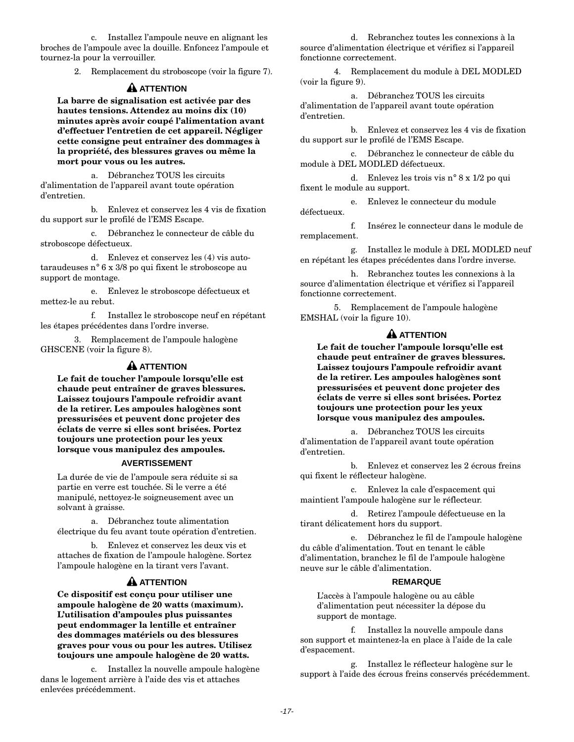c. Installez l'ampoule neuve en alignant les broches de l'ampoule avec la douille. Enfoncez l'ampoule et tournez-la pour la verrouiller.

2. Remplacement du stroboscope (voir la figure 7).

**⚠ ATTENTION**

**La barre de signalisation est activée par des hautes tensions. Attendez au moins dix (10) minutes après avoir coupé l'alimentation avant d'effectuer l'entretien de cet appareil. Négliger cette consigne peut entraîner des dommages à la propriété, des blessures graves ou même la mort pour vous ou les autres.**

a. Débranchez TOUS les circuits d'alimentation de l'appareil avant toute opération d'entretien.

b. Enlevez et conservez les 4 vis de fixation du support sur le profilé de l'EMS Escape.

c. Débranchez le connecteur de câble du stroboscope défectueux.

d. Enlevez et conservez les (4) vis auto-taraudeuses n° 6 x 3/8 po qui fixent le stroboscope au support de montage.

e. Enlevez le stroboscope défectueux et mettez-le au rebut.

f. Installez le stroboscope neuf en répétant les étapes précédentes dans l'ordre inverse.

3. Remplacement de l'ampoule halogène GHSCENE (voir la figure 8).

**⚠ ATTENTION**

**Le fait de toucher l'ampoule lorsqu'elle est chaude peut entraîner de graves blessures. Laissez toujours l'ampoule refroidir avant de la retirer. Les ampoules halogènes sont pressurisées et peuvent donc projeter des éclats de verre si elles sont brisées. Portez toujours une protection pour les yeux lorsque vous manipulez des ampoules.**

**AVERTISSEMENT**

La durée de vie de l'ampoule sera réduite si sa partie en verre est touchée. Si le verre a été manipulé, nettoyez-le soigneusement avec un solvant à graisse.

a. Débranchez toute alimentation électrique du feu avant toute opération d'entretien.

b. Enlevez et conservez les deux vis et attaches de fixation de l'ampoule halogène. Sortez l'ampoule halogène en la tirant vers l'avant.

**⚠ ATTENTION**

**Ce dispositif est conçu pour utiliser une ampoule halogène de 20 watts (maximum). L'utilisation d'ampoules plus puissantes peut endommager la lentille et entraîner des dommages matériels ou des blessures graves pour vous ou pour les autres. Utilisez toujours une ampoule halogène de 20 watts.**

c. Installez la nouvelle ampoule halogène dans le logement arrière à l'aide des vis et attaches enlevées précédemment.

d. Rebranchez toutes les connexions à la source d'alimentation électrique et vérifiez si l'appareil fonctionne correctement.

4. Remplacement du module à DEL MODLED (voir la figure 9).

a. Débranchez TOUS les circuits d'alimentation de l'appareil avant toute opération d'entretien.

b. Enlevez et conservez les 4 vis de fixation du support sur le profilé de l'EMS Escape.

c. Débranchez le connecteur de câble du module à DEL MODLED défectueux.

d. Enlevez les trois vis n° 8 x 1/2 po qui fixent le module au support.

e. Enlevez le connecteur du module défectueux.

f. Insérez le connecteur dans le module de remplacement.

g. Installez le module à DEL MODLED neuf en répétant les étapes précédentes dans l'ordre inverse.

h. Rebranchez toutes les connexions à la source d'alimentation électrique et vérifiez si l'appareil fonctionne correctement.

5. Remplacement de l'ampoule halogène EMSHAL (voir la figure 10).

**⚠ ATTENTION**

**Le fait de toucher l'ampoule lorsqu'elle est chaude peut entraîner de graves blessures. Laissez toujours l'ampoule refroidir avant de la retirer. Les ampoules halogènes sont pressurisées et peuvent donc projeter des éclats de verre si elles sont brisées. Portez toujours une protection pour les yeux lorsque vous manipulez des ampoules.**

a. Débranchez TOUS les circuits d'alimentation de l'appareil avant toute opération d'entretien.

b. Enlevez et conservez les 2 écrous freins qui fixent le réflecteur halogène.

c. Enlevez la cale d'espacement qui maintient l'ampoule halogène sur le réflecteur.

d. Retirez l'ampoule défectueuse en la tirant délicatement hors du support.

e. Débranchez le fil de l'ampoule halogène du câble d'alimentation. Tout en tenant le câble d'alimentation, branchez le fil de l'ampoule halogène neuve sur le câble d'alimentation.

**REMARQUE**

L'accès à l'ampoule halogène ou au câble d'alimentation peut nécessiter la dépose du support de montage.

f. Installez la nouvelle ampoule dans son support et maintenez-la en place à l'aide de la cale d'espacement.

g. Installez le réflecteur halogène sur le support à l'aide des écrous freins conservés précédemment.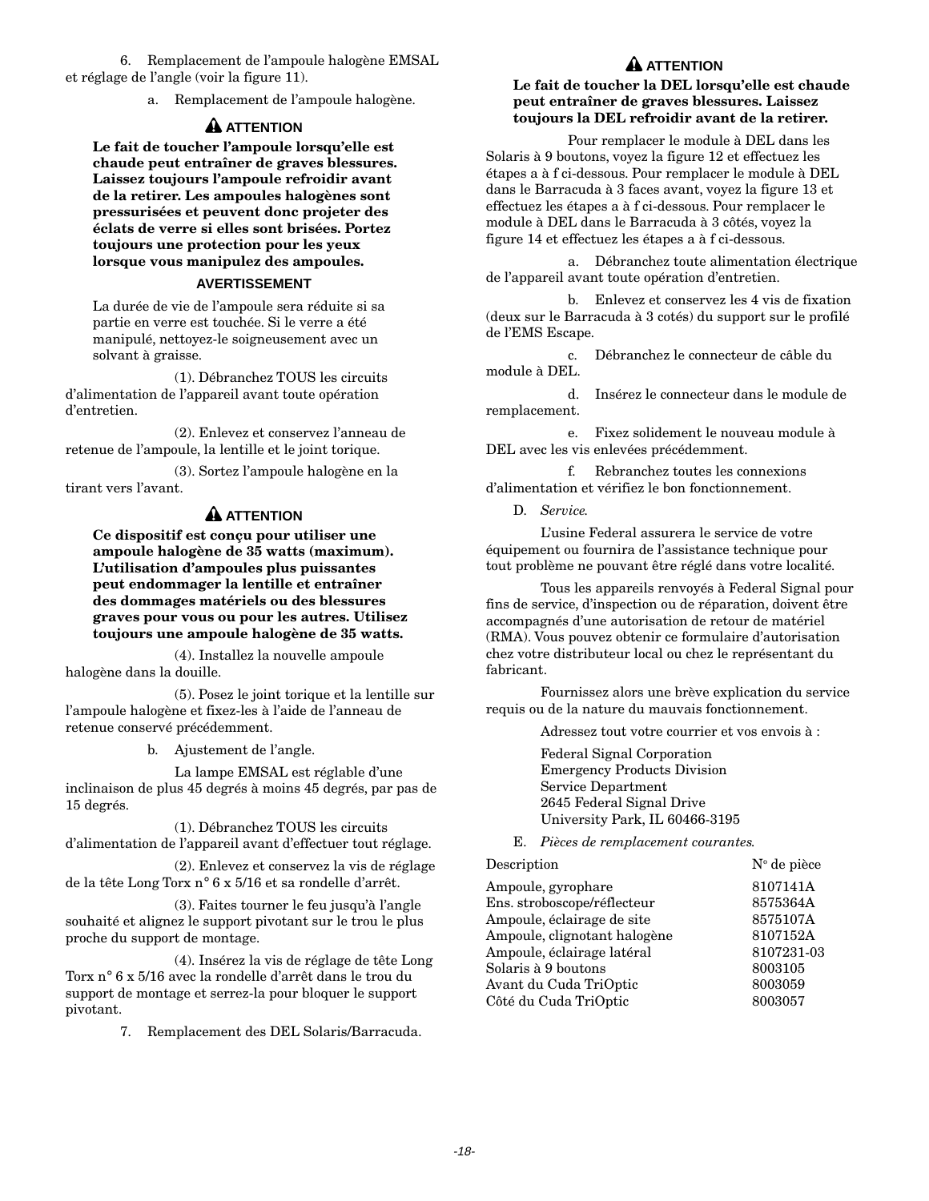6. Remplacement de l'ampoule halogène EMSAL et réglage de l'angle (voir la figure 11).

a. Remplacement de l'ampoule halogène.

**⚠ ATTENTION**

**Le fait de toucher l'ampoule lorsqu'elle est chaude peut entraîner de graves blessures. Laissez toujours l'ampoule refroidir avant de la retirer. Les ampoules halogènes sont pressurisées et peuvent donc projeter des éclats de verre si elles sont brisées. Portez toujours une protection pour les yeux lorsque vous manipulez des ampoules.**

**AVERTISSEMENT**

La durée de vie de l'ampoule sera réduite si sa partie en verre est touchée. Si le verre a été manipulé, nettoyez-le soigneusement avec un solvant à graisse.

(1). Débranchez TOUS les circuits d'alimentation de l'appareil avant toute opération d'entretien.

(2). Enlevez et conservez l'anneau de retenue de l'ampoule, la lentille et le joint torique.

(3). Sortez l'ampoule halogène en la tirant vers l'avant.

**⚠ ATTENTION**

**Ce dispositif est conçu pour utiliser une ampoule halogène de 35 watts (maximum). L'utilisation d'ampoules plus puissantes peut endommager la lentille et entraîner des dommages matériels ou des blessures graves pour vous ou pour les autres. Utilisez toujours une ampoule halogène de 35 watts.**

(4). Installez la nouvelle ampoule halogène dans la douille.

(5). Posez le joint torique et la lentille sur l'ampoule halogène et fixez-les à l'aide de l'anneau de retenue conservé précédemment.

b. Ajustement de l'angle.

La lampe EMSAL est réglable d'une inclinaison de plus 45 degrés à moins 45 degrés, par pas de 15 degrés.

(1). Débranchez TOUS les circuits d'alimentation de l'appareil avant d'effectuer tout réglage.

(2). Enlevez et conservez la vis de réglage de la tête Long Torx n° 6 x 5/16 et sa rondelle d'arrêt.

(3). Faites tourner le feu jusqu'à l'angle souhaité et alignez le support pivotant sur le trou le plus proche du support de montage.

(4). Insérez la vis de réglage de tête Long Torx n° 6 x 5/16 avec la rondelle d'arrêt dans le trou du support de montage et serrez-la pour bloquer le support pivotant.

7. Remplacement des DEL Solaris/Barracuda.

**⚠ ATTENTION**

**Le fait de toucher la DEL lorsqu'elle est chaude peut entraîner de graves blessures. Laissez toujours la DEL refroidir avant de la retirer.**

Pour remplacer le module à DEL dans les Solaris à 9 boutons, voyez la figure 12 et effectuez les étapes a à f ci-dessous. Pour remplacer le module à DEL dans le Barracuda à 3 faces avant, voyez la figure 13 et effectuez les étapes a à f ci-dessous. Pour remplacer le module à DEL dans le Barracuda à 3 côtés, voyez la figure 14 et effectuez les étapes a à f ci-dessous.

a. Débranchez toute alimentation électrique de l'appareil avant toute opération d'entretien.

b. Enlevez et conservez les 4 vis de fixation (deux sur le Barracuda à 3 cotés) du support sur le profilé de l'EMS Escape.

c. Débranchez le connecteur de câble du module à DEL.

d. Insérez le connecteur dans le module de remplacement.

e. Fixez solidement le nouveau module à DEL avec les vis enlevées précédemment.

f. Rebranchez toutes les connexions d'alimentation et vérifiez le bon fonctionnement.

D. *Service.*

L'usine Federal assurera le service de votre équipement ou fournira de l'assistance technique pour tout problème ne pouvant être réglé dans votre localité.

Tous les appareils renvoyés à Federal Signal pour fins de service, d'inspection ou de réparation, doivent être accompagnés d'une autorisation de retour de matériel (RMA). Vous pouvez obtenir ce formulaire d'autorisation chez votre distributeur local ou chez le représentant du fabricant.

Fournissez alors une brève explication du service requis ou de la nature du mauvais fonctionnement.

Adressez tout votre courrier et vos envois à :

Federal Signal Corporation
Emergency Products Division
Service Department
2645 Federal Signal Drive
University Park, IL 60466-3195

E. *Pièces de remplacement courantes.*

| Description | N° de pièce |
|---|---|
| Ampoule, gyrophare | 8107141A |
| Ens. stroboscope/réflecteur | 8575364A |
| Ampoule, éclairage de site | 8575107A |
| Ampoule, clignotant halogène | 8107152A |
| Ampoule, éclairage latéral | 8107231-03 |
| Solaris à 9 boutons | 8003105 |
| Avant du Cuda TriOptic | 8003059 |
| Côté du Cuda TriOptic | 8003057 |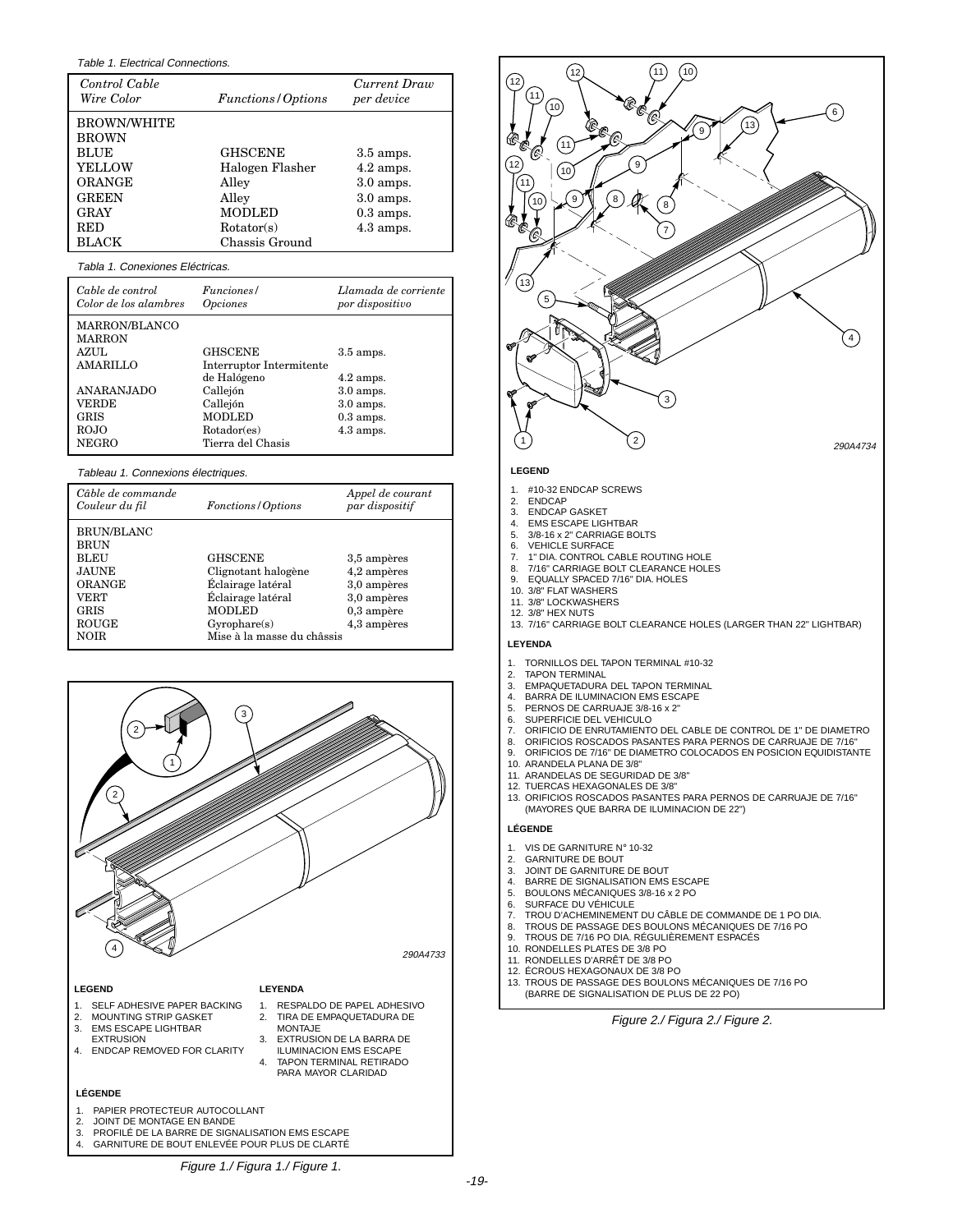*Table 1. Electrical Connections.*

| *Control Cable Wire Color* | *Functions/Options* | *Current Draw per device* |
|---|---|---|
| BROWN/WHITE | | |
| BROWN | | |
| BLUE | GHSCENE | 3.5 amps. |
| YELLOW | Halogen Flasher | 4.2 amps. |
| ORANGE | Alley | 3.0 amps. |
| GREEN | Alley | 3.0 amps. |
| GRAY | MODLED | 0.3 amps. |
| RED | Rotator(s) | 4.3 amps. |
| BLACK | Chassis Ground | |

*Tabla 1. Conexiones Eléctricas.*

| *Cable de control Color de los alambres* | *Funciones/ Opciones* | *Llamada de corriente por dispositivo* |
|---|---|---|
| MARRON/BLANCO | | |
| MARRON | | |
| AZUL | GHSCENE | 3.5 amps. |
| AMARILLO | Interruptor Intermitente de Halógeno | 4.2 amps. |
| ANARANJADO | Callejón | 3.0 amps. |
| VERDE | Callejón | 3.0 amps. |
| GRIS | MODLED | 0.3 amps. |
| ROJO | Rotador(es) | 4.3 amps. |
| NEGRO | Tierra del Chasis | |

*Tableau 1. Connexions électriques.*

| *Câble de commande Couleur du fil* | *Fonctions/Options* | *Appel de courant par dispositif* |
|---|---|---|
| BRUN/BLANC | | |
| BRUN | | |
| BLEU | GHSCENE | 3,5 ampères |
| JAUNE | Clignotant halogène | 4,2 ampères |
| ORANGE | Éclairage latéral | 3,0 ampères |
| VERT | Éclairage latéral | 3,0 ampères |
| GRIS | MODLED | 0,3 ampère |
| ROUGE | Gyrophare(s) | 4,3 ampères |
| NOIR | Mise à la masse du châssis | |

290A4733

**LEGEND**

1. SELF ADHESIVE PAPER BACKING
2. MOUNTING STRIP GASKET
3. EMS ESCAPE LIGHTBAR EXTRUSION
4. ENDCAP REMOVED FOR CLARITY

**LEYENDA**

1. RESPALDO DE PAPEL ADHESIVO
2. TIRA DE EMPAQUETADURA DE MONTAJE
3. EXTRUSION DE LA BARRA DE ILUMINACION EMS ESCAPE
4. TAPON TERMINAL RETIRADO PARA MAYOR CLARIDAD

**LÉGENDE**

1. PAPIER PROTECTEUR AUTOCOLLANT
2. JOINT DE MONTAGE EN BANDE
3. PROFILÉ DE LA BARRE DE SIGNALISATION EMS ESCAPE
4. GARNITURE DE BOUT ENLEVÉE POUR PLUS DE CLARTÉ

*Figure 1./ Figura 1./ Figure 1.*

290A4734

**LEGEND**

1. #10-32 ENDCAP SCREWS
2. ENDCAP
3. ENDCAP GASKET
4. EMS ESCAPE LIGHTBAR
5. 3/8-16 x 2" CARRIAGE BOLTS
6. VEHICLE SURFACE
7. 1" DIA. CONTROL CABLE ROUTING HOLE
8. 7/16" CARRIAGE BOLT CLEARANCE HOLES
9. EQUALLY SPACED 7/16" DIA. HOLES
10. 3/8" FLAT WASHERS
11. 3/8" LOCKWASHERS
12. 3/8" HEX NUTS
13. 7/16" CARRIAGE BOLT CLEARANCE HOLES (LARGER THAN 22" LIGHTBAR)

**LEYENDA**

1. TORNILLOS DEL TAPON TERMINAL #10-32
2. TAPON TERMINAL
3. EMPAQUETADURA DEL TAPON TERMINAL
4. BARRA DE ILUMINACION EMS ESCAPE
5. PERNOS DE CARRUAJE 3/8-16 x 2"
6. SUPERFICIE DEL VEHICULO
7. ORIFICIO DE ENRUTAMIENTO DEL CABLE DE CONTROL DE 1" DE DIAMETRO
8. ORIFICIOS ROSCADOS PASANTES PARA PERNOS DE CARRUAJE DE 7/16"
9. ORIFICIOS DE 7/16" DE DIAMETRO COLOCADOS EN POSICION EQUIDISTANTE
10. ARANDELA PLANA DE 3/8"
11. ARANDELAS DE SEGURIDAD DE 3/8"
12. TUERCAS HEXAGONALES DE 3/8"
13. ORIFICIOS ROSCADOS PASANTES PARA PERNOS DE CARRUAJE DE 7/16" (MAYORES QUE BARRA DE ILUMINACION DE 22")

**LÉGENDE**

1. VIS DE GARNITURE N° 10-32
2. GARNITURE DE BOUT
3. JOINT DE GARNITURE DE BOUT
4. BARRE DE SIGNALISATION EMS ESCAPE
5. BOULONS MÉCANIQUES 3/8-16 x 2 PO
6. SURFACE DU VÉHICULE
7. TROU D'ACHEMINEMENT DU CÂBLE DE COMMANDE DE 1 PO DIA.
8. TROUS DE PASSAGE DES BOULONS MÉCANIQUES DE 7/16 PO
9. TROUS DE 7/16 PO DIA. RÉGULIÈREMENT ESPACÉS
10. RONDELLES PLATES DE 3/8 PO
11. RONDELLES D'ARRÊT DE 3/8 PO
12. ÉCROUS HEXAGONAUX DE 3/8 PO
13. TROUS DE PASSAGE DES BOULONS MÉCANIQUES DE 7/16 PO (BARRE DE SIGNALISATION DE PLUS DE 22 PO)

*Figure 2./ Figura 2./ Figure 2.*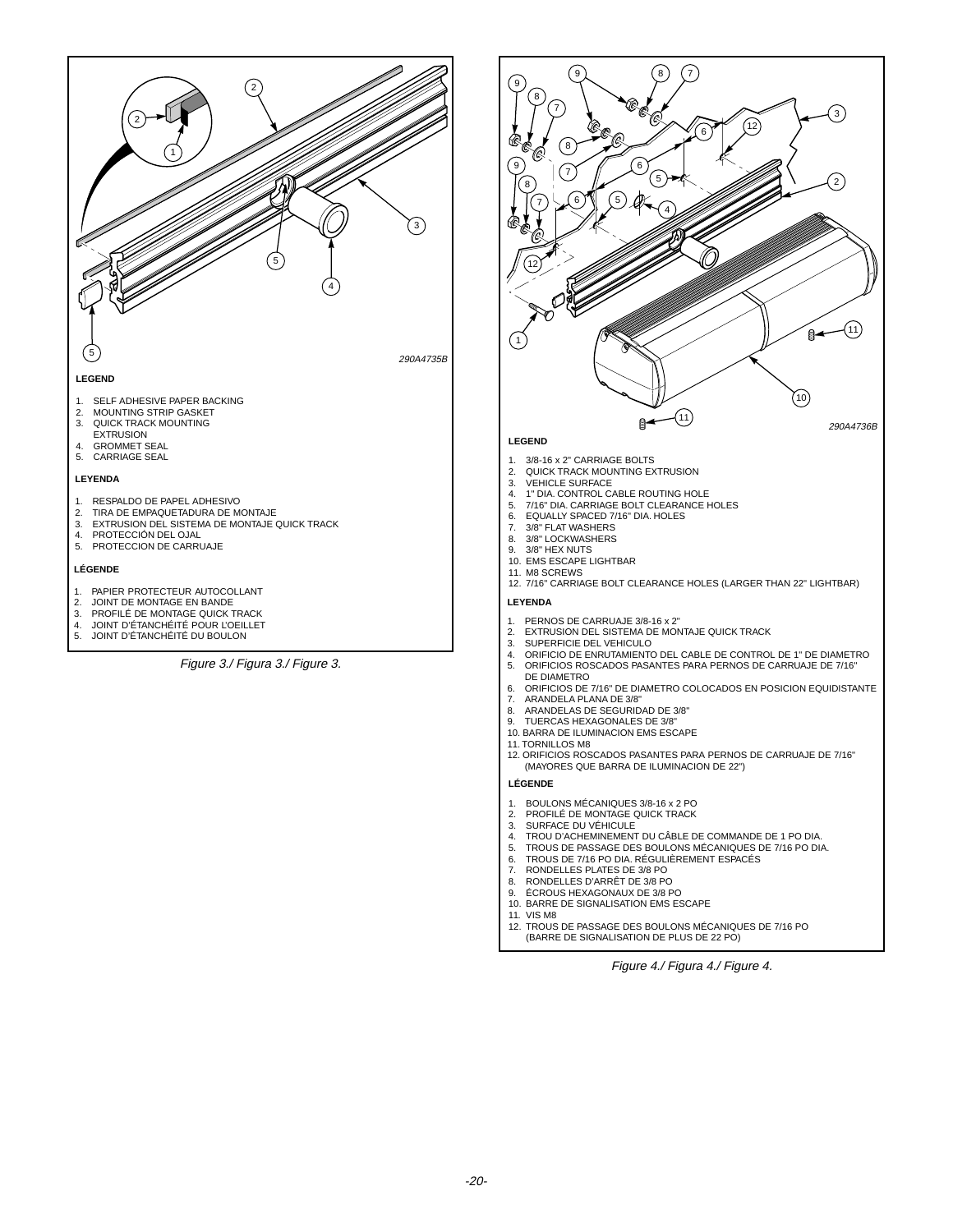290A4735B

**LEGEND**

1. SELF ADHESIVE PAPER BACKING
2. MOUNTING STRIP GASKET
3. QUICK TRACK MOUNTING EXTRUSION
4. GROMMET SEAL
5. CARRIAGE SEAL

**LEYENDA**

1. RESPALDO DE PAPEL ADHESIVO
2. TIRA DE EMPAQUETADURA DE MONTAJE
3. EXTRUSION DEL SISTEMA DE MONTAJE QUICK TRACK
4. PROTECCIÓN DEL OJAL
5. PROTECCION DE CARRUAJE

**LÉGENDE**

1. PAPIER PROTECTEUR AUTOCOLLANT
2. JOINT DE MONTAGE EN BANDE
3. PROFILÉ DE MONTAGE QUICK TRACK
4. JOINT D'ÉTANCHÉITÉ POUR L'OEILLET
5. JOINT D'ÉTANCHÉITÉ DU BOULON

*Figure 3./ Figura 3./ Figure 3.*

290A4736B

**LEGEND**

1. 3/8-16 x 2" CARRIAGE BOLTS
2. QUICK TRACK MOUNTING EXTRUSION
3. VEHICLE SURFACE
4. 1" DIA. CONTROL CABLE ROUTING HOLE
5. 7/16" DIA. CARRIAGE BOLT CLEARANCE HOLES
6. EQUALLY SPACED 7/16" DIA. HOLES
7. 3/8" FLAT WASHERS
8. 3/8" LOCKWASHERS
9. 3/8" HEX NUTS
10. EMS ESCAPE LIGHTBAR
11. M8 SCREWS
12. 7/16" CARRIAGE BOLT CLEARANCE HOLES (LARGER THAN 22" LIGHTBAR)

**LEYENDA**

1. PERNOS DE CARRUAJE 3/8-16 x 2"
2. EXTRUSION DEL SISTEMA DE MONTAJE QUICK TRACK
3. SUPERFICIE DEL VEHICULO
4. ORIFICIO DE ENRUTAMIENTO DEL CABLE DE CONTROL DE 1" DE DIAMETRO
5. ORIFICIOS ROSCADOS PASANTES PARA PERNOS DE CARRUAJE DE 7/16" DE DIAMETRO
6. ORIFICIOS DE 7/16" DE DIAMETRO COLOCADOS EN POSICION EQUIDISTANTE
7. ARANDELA PLANA DE 3/8"
8. ARANDELAS DE SEGURIDAD DE 3/8"
9. TUERCAS HEXAGONALES DE 3/8"
10. BARRA DE ILUMINACION EMS ESCAPE
11. TORNILLOS M8
12. ORIFICIOS ROSCADOS PASANTES PARA PERNOS DE CARRUAJE DE 7/16" (MAYORES QUE BARRA DE ILUMINACION DE 22")

**LÉGENDE**

1. BOULONS MÉCANIQUES 3/8-16 x 2 PO
2. PROFILÉ DE MONTAGE QUICK TRACK
3. SURFACE DU VÉHICULE
4. TROU D'ACHEMINEMENT DU CÂBLE DE COMMANDE DE 1 PO DIA.
5. TROUS DE PASSAGE DES BOULONS MÉCANIQUES DE 7/16 PO DIA.
6. TROUS DE 7/16 PO DIA. RÉGULIÈREMENT ESPACÉS
7. RONDELLES PLATES DE 3/8 PO
8. RONDELLES D'ARRÊT DE 3/8 PO
9. ÉCROUS HEXAGONAUX DE 3/8 PO
10. BARRE DE SIGNALISATION EMS ESCAPE
11. VIS M8
12. TROUS DE PASSAGE DES BOULONS MÉCANIQUES DE 7/16 PO (BARRE DE SIGNALISATION DE PLUS DE 22 PO)

*Figure 4./ Figura 4./ Figure 4.*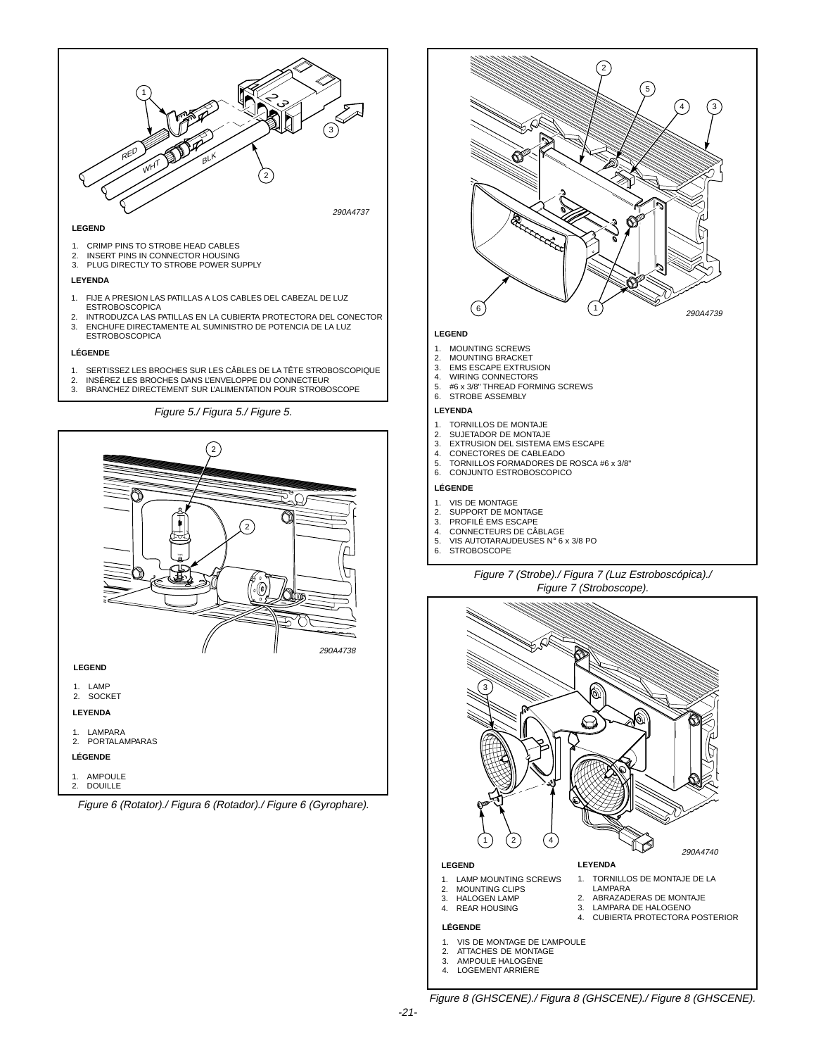**LEGEND**

1. CRIMP PINS TO STROBE HEAD CABLES
2. INSERT PINS IN CONNECTOR HOUSING
3. PLUG DIRECTLY TO STROBE POWER SUPPLY

**LEYENDA**

1. FIJE A PRESION LAS PATILLAS A LOS CABLES DEL CABEZAL DE LUZ ESTROBOSCOPICA
2. INTRODUZCA LAS PATILLAS EN LA CUBIERTA PROTECTORA DEL CONECTOR
3. ENCHUFE DIRECTAMENTE AL SUMINISTRO DE POTENCIA DE LA LUZ ESTROBOSCOPICA

**LÉGENDE**

1. SERTISSEZ LES BROCHES SUR LES CÂBLES DE LA TÊTE STROBOSCOPIQUE
2. INSÉREZ LES BROCHES DANS L'ENVELOPPE DU CONNECTEUR
3. BRANCHEZ DIRECTEMENT SUR L'ALIMENTATION POUR STROBOSCOPE

*Figure 5./ Figura 5./ Figure 5.*

**LEGEND**

1. LAMP
2. SOCKET

**LEYENDA**

1. LAMPARA
2. PORTALAMPARAS

**LÉGENDE**

1. AMPOULE
2. DOUILLE

*Figure 6 (Rotator)./ Figura 6 (Rotador)./ Figure 6 (Gyrophare).*

**LEGEND**

1. MOUNTING SCREWS
2. MOUNTING BRACKET
3. EMS ESCAPE EXTRUSION
4. WIRING CONNECTORS
5. #6 x 3/8" THREAD FORMING SCREWS
6. STROBE ASSEMBLY

**LEYENDA**

1. TORNILLOS DE MONTAJE
2. SUJETADOR DE MONTAJE
3. EXTRUSION DEL SISTEMA EMS ESCAPE
4. CONECTORES DE CABLEADO
5. TORNILLOS FORMADORES DE ROSCA #6 x 3/8"
6. CONJUNTO ESTROBOSCOPICO

**LÉGENDE**

1. VIS DE MONTAGE
2. SUPPORT DE MONTAGE
3. PROFILÉ EMS ESCAPE
4. CONNECTEURS DE CÂBLAGE
5. VIS AUTOTARAUDEUSES N° 6 x 3/8 PO
6. STROBOSCOPE

*Figure 7 (Strobe)./ Figura 7 (Luz Estroboscópica)./ Figure 7 (Stroboscope).*

**LEGEND**

1. LAMP MOUNTING SCREWS
2. MOUNTING CLIPS
3. HALOGEN LAMP
4. REAR HOUSING

**LEYENDA**

1. TORNILLOS DE MONTAJE DE LA LAMPARA
2. ABRAZADERAS DE MONTAJE
3. LAMPARA DE HALOGENO
4. CUBIERTA PROTECTORA POSTERIOR

**LÉGENDE**

1. VIS DE MONTAGE DE L'AMPOULE
2. ATTACHES DE MONTAGE
3. AMPOULE HALOGÈNE
4. LOGEMENT ARRIÈRE

*Figure 8 (GHSCENE)./ Figura 8 (GHSCENE)./ Figure 8 (GHSCENE).*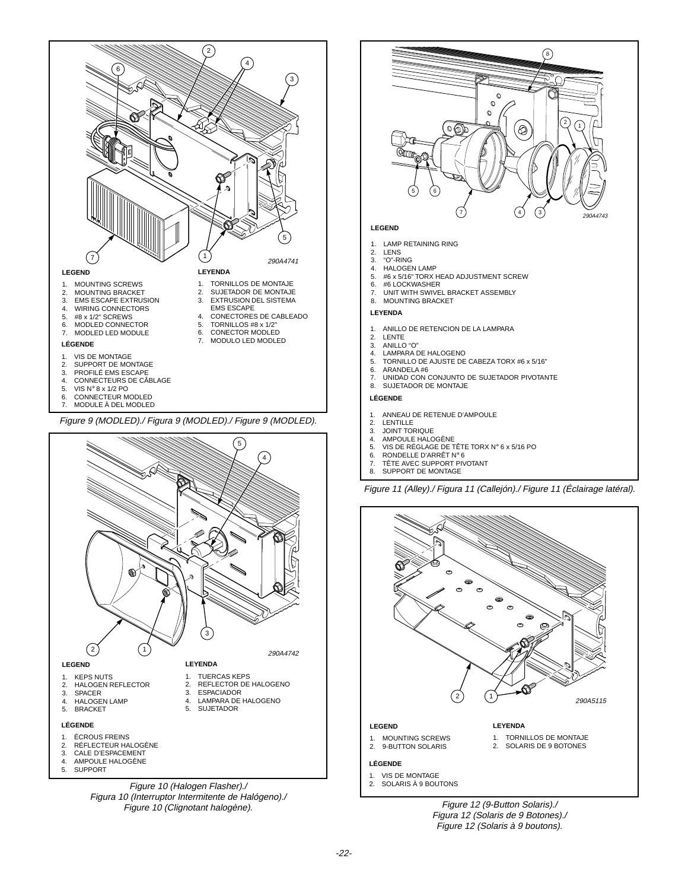290A4741

**LEGEND**

1. MOUNTING SCREWS
2. MOUNTING BRACKET
3. EMS ESCAPE EXTRUSION
4. WIRING CONNECTORS
5. #8 x 1/2" SCREWS
6. MODLED CONNECTOR
7. MODLED LED MODULE

**LEYENDA**

1. TORNILLOS DE MONTAJE
2. SUJETADOR DE MONTAJE
3. EXTRUSION DEL SISTEMA EMS ESCAPE
4. CONECTORES DE CABLEADO
5. TORNILLOS #8 x 1/2"
6. CONECTOR MODLED
7. MODULO LED MODLED

**LÉGENDE**

1. VIS DE MONTAGE
2. SUPPORT DE MONTAGE
3. PROFILÉ EMS ESCAPE
4. CONNECTEURS DE CÂBLAGE
5. VIS N° 8 x 1/2 PO
6. CONNECTEUR MODLED
7. MODULE À DEL MODLED

*Figure 9 (MODLED)./ Figura 9 (MODLED)./ Figure 9 (MODLED).*

290A4742

**LEGEND**

1. KEPS NUTS
2. HALOGEN REFLECTOR
3. SPACER
4. HALOGEN LAMP
5. BRACKET

**LEYENDA**

1. TUERCAS KEPS
2. REFLECTOR DE HALOGENO
3. ESPACIADOR
4. LAMPARA DE HALOGENO
5. SUJETADOR

**LÉGENDE**

1. ÉCROUS FREINS
2. RÉFLECTEUR HALOGÈNE
3. CALE D'ESPACEMENT
4. AMPOULE HALOGÈNE
5. SUPPORT

*Figure 10 (Halogen Flasher)./ Figura 10 (Interruptor Intermitente de Halógeno)./ Figure 10 (Clignotant halogène).*

290A4743

**LEGEND**

1. LAMP RETAINING RING
2. LENS
3. "O"-RING
4. HALOGEN LAMP
5. #6 x 5/16" TORX HEAD ADJUSTMENT SCREW
6. #6 LOCKWASHER
7. UNIT WITH SWIVEL BRACKET ASSEMBLY
8. MOUNTING BRACKET

**LEYENDA**

1. ANILLO DE RETENCION DE LA LAMPARA
2. LENTE
3. ANILLO "O"
4. LAMPARA DE HALOGENO
5. TORNILLO DE AJUSTE DE CABEZA TORX #6 x 5/16"
6. ARANDELA #6
7. UNIDAD CON CONJUNTO DE SUJETADOR PIVOTANTE
8. SUJETADOR DE MONTAJE

**LÉGENDE**

1. ANNEAU DE RETENUE D'AMPOULE
2. LENTILLE
3. JOINT TORIQUE
4. AMPOULE HALOGÈNE
5. VIS DE RÉGLAGE DE TÊTE TORX N° 6 x 5/16 PO
6. RONDELLE D'ARRÊT N° 6
7. TÊTE AVEC SUPPORT PIVOTANT
8. SUPPORT DE MONTAGE

*Figure 11 (Alley)./ Figura 11 (Callejón)./ Figure 11 (Éclairage latéral).*

290A5115

**LEGEND**

1. MOUNTING SCREWS
2. 9-BUTTON SOLARIS

**LEYENDA**

1. TORNILLOS DE MONTAJE
2. SOLARIS DE 9 BOTONES

**LÉGENDE**

1. VIS DE MONTAGE
2. SOLARIS À 9 BOUTONS

*Figure 12 (9-Button Solaris)./ Figura 12 (Solaris de 9 Botones)./ Figure 12 (Solaris à 9 boutons).*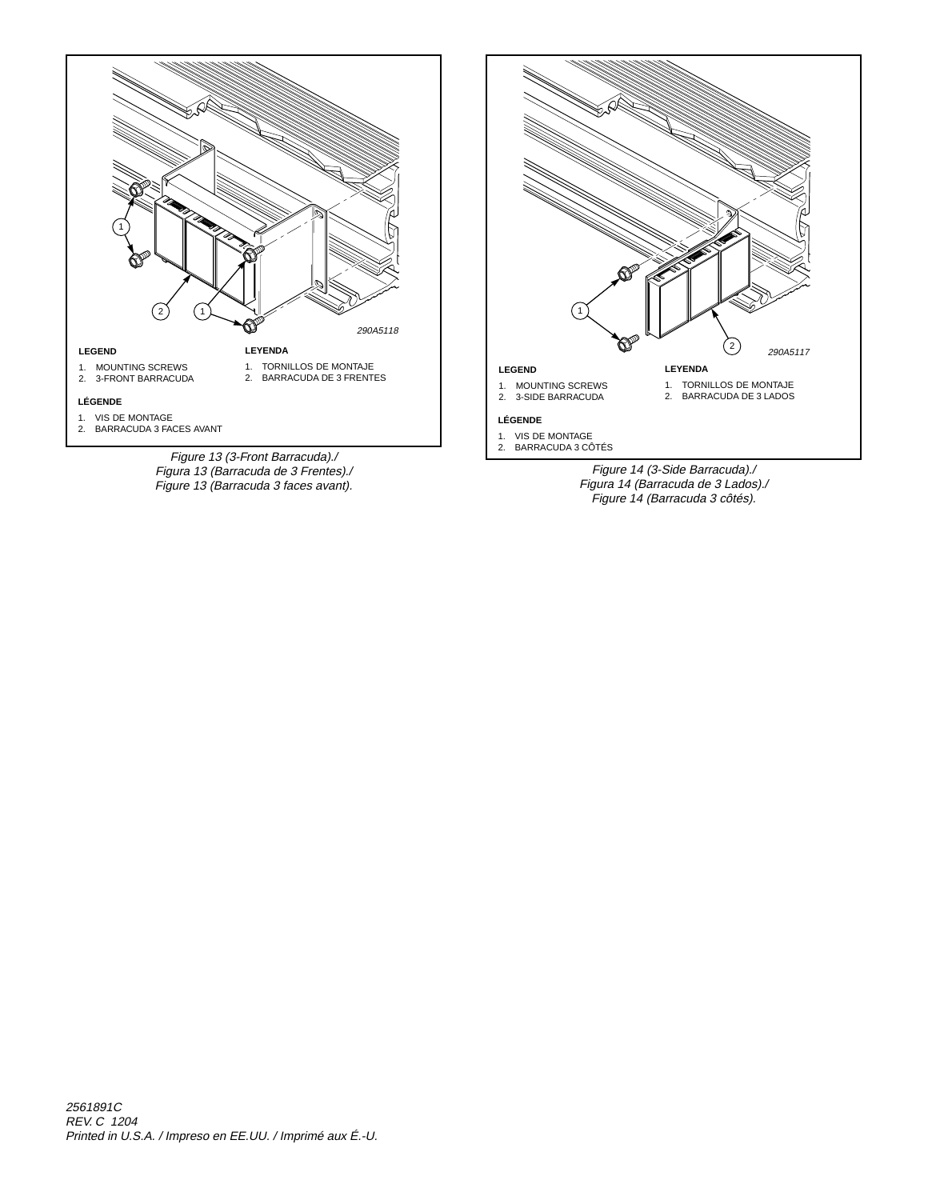1

2

1

290A5118

**LEGEND**

1. MOUNTING SCREWS
2. 3-FRONT BARRACUDA

**LEYENDA**

1. TORNILLOS DE MONTAJE
2. BARRACUDA DE 3 FRENTES

**LÉGENDE**

1. VIS DE MONTAGE
2. BARRACUDA 3 FACES AVANT

*Figure 13 (3-Front Barracuda)./*
*Figura 13 (Barracuda de 3 Frentes)./*
*Figure 13 (Barracuda 3 faces avant).*

1

2

290A5117

**LEGEND**

1. MOUNTING SCREWS
2. 3-SIDE BARRACUDA

**LEYENDA**

1. TORNILLOS DE MONTAJE
2. BARRACUDA DE 3 LADOS

**LÉGENDE**

1. VIS DE MONTAGE
2. BARRACUDA 3 CÔTÉS

*Figure 14 (3-Side Barracuda)./*
*Figura 14 (Barracuda de 3 Lados)./*
*Figure 14 (Barracuda 3 côtés).*

*2561891C*
*REV. C 1204*
*Printed in U.S.A. / Impreso en EE.UU. / Imprimé aux É.-U.*